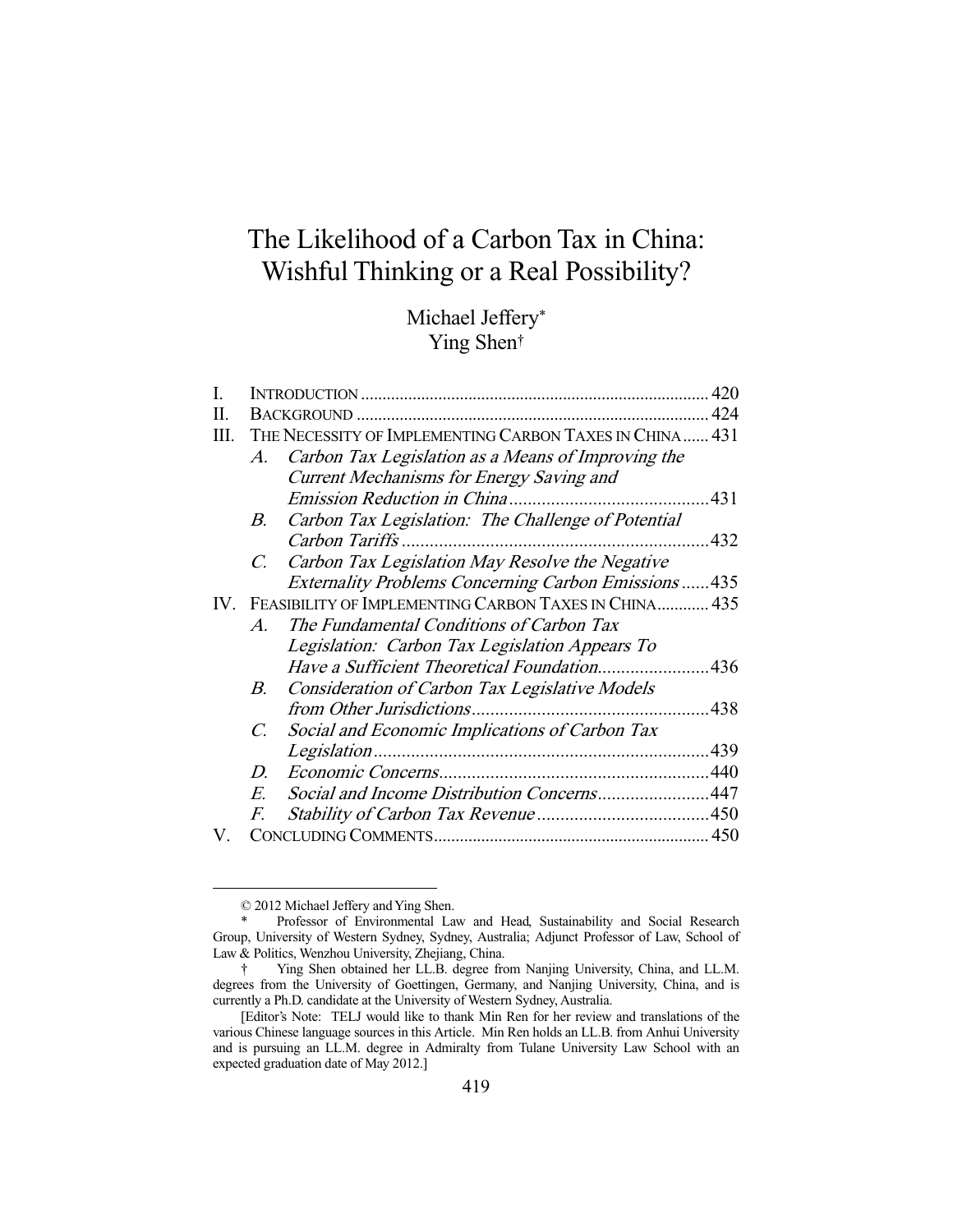# The Likelihood of a Carbon Tax in China: Wishful Thinking or a Real Possibility?

Michael Jeffery*
Ying Shen†

I. INTRODUCTION .......................................................................... 420

II. BACKGROUND ........................................................................... 424

III. THE NECESSITY OF IMPLEMENTING CARBON TAXES IN CHINA ...... 431

   A. *Carbon Tax Legislation as a Means of Improving the Current Mechanisms for Energy Saving and Emission Reduction in China* ........................................ 431

   B. *Carbon Tax Legislation: The Challenge of Potential Carbon Tariffs* ................................................................ 432

   C. *Carbon Tax Legislation May Resolve the Negative Externality Problems Concerning Carbon Emissions* ...... 435

IV. FEASIBILITY OF IMPLEMENTING CARBON TAXES IN CHINA ............ 435

   A. *The Fundamental Conditions of Carbon Tax Legislation: Carbon Tax Legislation Appears To Have a Sufficient Theoretical Foundation* ........................ 436

   B. *Consideration of Carbon Tax Legislative Models from Other Jurisdictions* ................................................ 438

   C. *Social and Economic Implications of Carbon Tax Legislation* ...................................................................... 439

   D. *Economic Concerns* ....................................................... 440

   E. *Social and Income Distribution Concerns* ........................ 447

   F. *Stability of Carbon Tax Revenue* ..................................... 450

V. CONCLUDING COMMENTS ............................................................. 450

---

© 2012 Michael Jeffery and Ying Shen.

\* Professor of Environmental Law and Head, Sustainability and Social Research Group, University of Western Sydney, Sydney, Australia; Adjunct Professor of Law, School of Law & Politics, Wenzhou University, Zhejiang, China.

† Ying Shen obtained her LL.B. degree from Nanjing University, China, and LL.M. degrees from the University of Goettingen, Germany, and Nanjing University, China, and is currently a Ph.D. candidate at the University of Western Sydney, Australia.

[Editor's Note: TELJ would like to thank Min Ren for her review and translations of the various Chinese language sources in this Article. Min Ren holds an LL.B. from Anhui University and is pursuing an LL.M. degree in Admiralty from Tulane University Law School with an expected graduation date of May 2012.]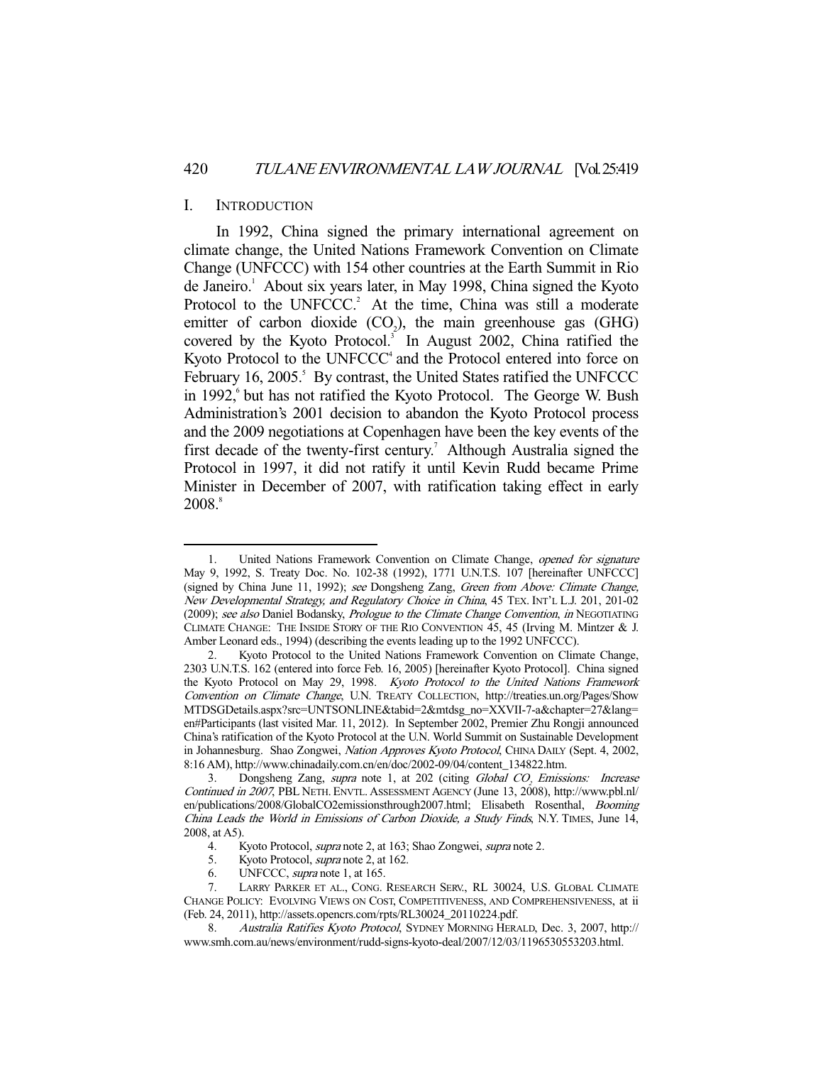## I. INTRODUCTION

In 1992, China signed the primary international agreement on climate change, the United Nations Framework Convention on Climate Change (UNFCCC) with 154 other countries at the Earth Summit in Rio de Janeiro.[1] About six years later, in May 1998, China signed the Kyoto Protocol to the UNFCCC.[2] At the time, China was still a moderate emitter of carbon dioxide ($CO_2$), the main greenhouse gas (GHG) covered by the Kyoto Protocol.[3] In August 2002, China ratified the Kyoto Protocol to the UNFCCC[4] and the Protocol entered into force on February 16, 2005.[5] By contrast, the United States ratified the UNFCCC in 1992,[6] but has not ratified the Kyoto Protocol. The George W. Bush Administration's 2001 decision to abandon the Kyoto Protocol process and the 2009 negotiations at Copenhagen have been the key events of the first decade of the twenty-first century.[7] Although Australia signed the Protocol in 1997, it did not ratify it until Kevin Rudd became Prime Minister in December of 2007, with ratification taking effect in early 2008.[8]

---

1. United Nations Framework Convention on Climate Change, *opened for signature* May 9, 1992, S. Treaty Doc. No. 102-38 (1992), 1771 U.N.T.S. 107 [hereinafter UNFCCC] (signed by China June 11, 1992); *see* Dongsheng Zang, *Green from Above: Climate Change, New Developmental Strategy, and Regulatory Choice in China*, 45 TEX. INT'L L.J. 201, 201-02 (2009); *see also* Daniel Bodansky, *Prologue to the Climate Change Convention*, *in* NEGOTIATING CLIMATE CHANGE: THE INSIDE STORY OF THE RIO CONVENTION 45, 45 (Irving M. Mintzer & J. Amber Leonard eds., 1994) (describing the events leading up to the 1992 UNFCCC).

2. Kyoto Protocol to the United Nations Framework Convention on Climate Change, 2303 U.N.T.S. 162 (entered into force Feb. 16, 2005) [hereinafter Kyoto Protocol]. China signed the Kyoto Protocol on May 29, 1998. *Kyoto Protocol to the United Nations Framework Convention on Climate Change*, U.N. TREATY COLLECTION, http://treaties.un.org/Pages/ShowMTDSGDetails.aspx?src=UNTSONLINE&tabid=2&mtdsg_no=XXVII-7-a&chapter=27&lang=en#Participants (last visited Mar. 11, 2012). In September 2002, Premier Zhu Rongji announced China's ratification of the Kyoto Protocol at the U.N. World Summit on Sustainable Development in Johannesburg. Shao Zongwei, *Nation Approves Kyoto Protocol*, CHINA DAILY (Sept. 4, 2002, 8:16 AM), http://www.chinadaily.com.cn/en/doc/2002-09/04/content_134822.htm.

3. Dongsheng Zang, *supra* note 1, at 202 (citing *Global $CO_2$ Emissions: Increase Continued in 2007*, PBL NETH. ENVTL. ASSESSMENT AGENCY (June 13, 2008), http://www.pbl.nl/en/publications/2008/GlobalCO2emissionsthrough2007.html; Elisabeth Rosenthal, *Booming China Leads the World in Emissions of Carbon Dioxide, a Study Finds*, N.Y. TIMES, June 14, 2008, at A5).

4. Kyoto Protocol, *supra* note 2, at 163; Shao Zongwei, *supra* note 2.

5. Kyoto Protocol, *supra* note 2, at 162.

6. UNFCCC, *supra* note 1, at 165.

7. LARRY PARKER ET AL., CONG. RESEARCH SERV., RL 30024, U.S. GLOBAL CLIMATE CHANGE POLICY: EVOLVING VIEWS ON COST, COMPETITIVENESS, AND COMPREHENSIVENESS, at ii (Feb. 24, 2011), http://assets.opencrs.com/rpts/RL30024_20110224.pdf.

8. *Australia Ratifies Kyoto Protocol*, SYDNEY MORNING HERALD, Dec. 3, 2007, http://www.smh.com.au/news/environment/rudd-signs-kyoto-deal/2007/12/03/1196530553203.html.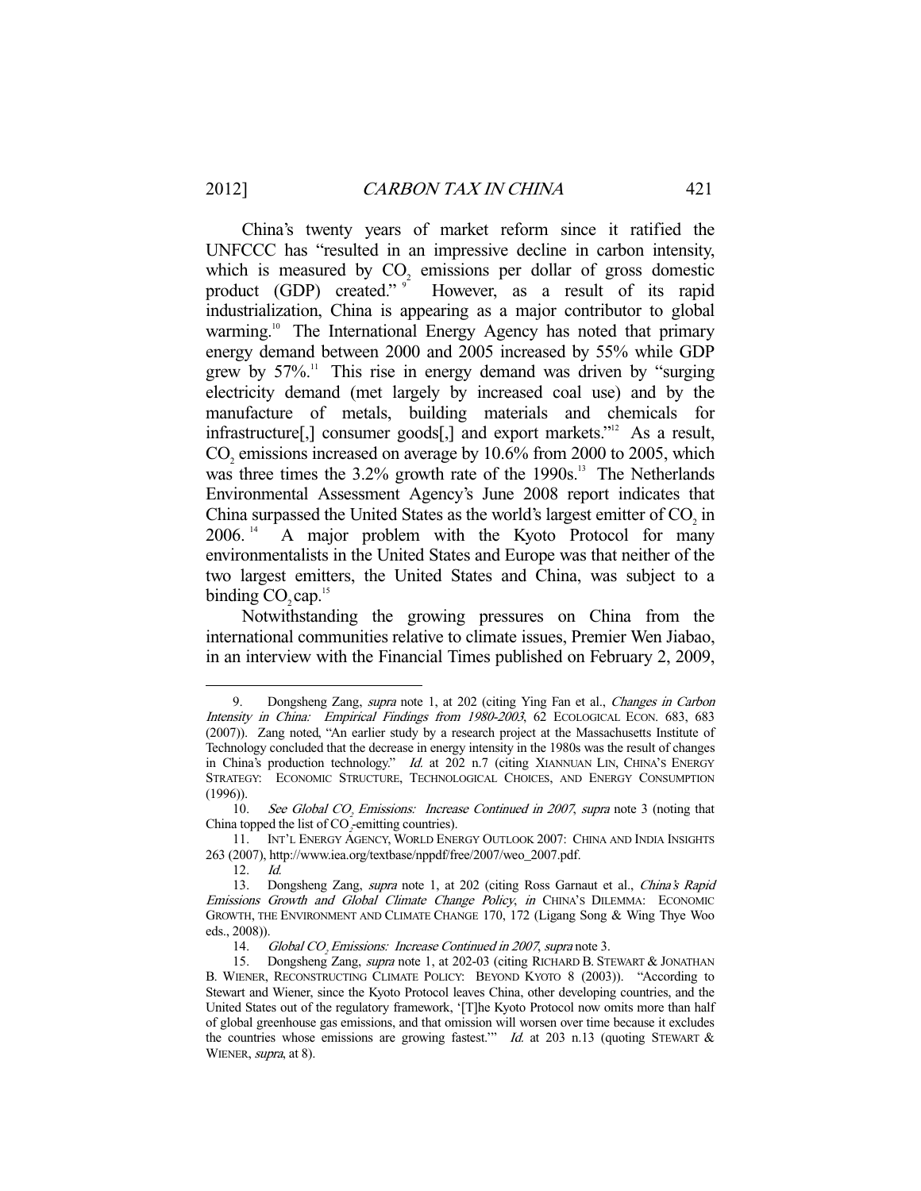China's twenty years of market reform since it ratified the UNFCCC has "resulted in an impressive decline in carbon intensity, which is measured by $CO_2$ emissions per dollar of gross domestic product (GDP) created."[9] However, as a result of its rapid industrialization, China is appearing as a major contributor to global warming.[10] The International Energy Agency has noted that primary energy demand between 2000 and 2005 increased by 55% while GDP grew by 57%.[11] This rise in energy demand was driven by "surging electricity demand (met largely by increased coal use) and by the manufacture of metals, building materials and chemicals for infrastructure[,] consumer goods[,] and export markets."[12] As a result, $CO_2$ emissions increased on average by 10.6% from 2000 to 2005, which was three times the 3.2% growth rate of the 1990s.[13] The Netherlands Environmental Assessment Agency's June 2008 report indicates that China surpassed the United States as the world's largest emitter of $CO_2$ in 2006.[14] A major problem with the Kyoto Protocol for many environmentalists in the United States and Europe was that neither of the two largest emitters, the United States and China, was subject to a binding $CO_2$ cap.[15]

Notwithstanding the growing pressures on China from the international communities relative to climate issues, Premier Wen Jiabao, in an interview with the Financial Times published on February 2, 2009,

---

9. Dongsheng Zang, *supra* note 1, at 202 (citing Ying Fan et al., *Changes in Carbon Intensity in China: Empirical Findings from 1980-2003*, 62 ECOLOGICAL ECON. 683, 683 (2007)). Zang noted, "An earlier study by a research project at the Massachusetts Institute of Technology concluded that the decrease in energy intensity in the 1980s was the result of changes in China's production technology." *Id.* at 202 n.7 (citing XIANNUAN LIN, CHINA'S ENERGY STRATEGY: ECONOMIC STRUCTURE, TECHNOLOGICAL CHOICES, AND ENERGY CONSUMPTION (1996)).

10. *See Global $CO_2$ Emissions: Increase Continued in 2007*, *supra* note 3 (noting that China topped the list of $CO_2$-emitting countries).

11. INT'L ENERGY AGENCY, WORLD ENERGY OUTLOOK 2007: CHINA AND INDIA INSIGHTS 263 (2007), http://www.iea.org/textbase/nppdf/free/2007/weo_2007.pdf.

12. *Id.*

13. Dongsheng Zang, *supra* note 1, at 202 (citing Ross Garnaut et al., *China's Rapid Emissions Growth and Global Climate Change Policy*, *in* CHINA'S DILEMMA: ECONOMIC GROWTH, THE ENVIRONMENT AND CLIMATE CHANGE 170, 172 (Ligang Song & Wing Thye Woo eds., 2008)).

14. *Global $CO_2$ Emissions: Increase Continued in 2007*, *supra* note 3.

15. Dongsheng Zang, *supra* note 1, at 202-03 (citing RICHARD B. STEWART & JONATHAN B. WIENER, RECONSTRUCTING CLIMATE POLICY: BEYOND KYOTO 8 (2003)). "According to Stewart and Wiener, since the Kyoto Protocol leaves China, other developing countries, and the United States out of the regulatory framework, '[T]he Kyoto Protocol now omits more than half of global greenhouse gas emissions, and that omission will worsen over time because it excludes the countries whose emissions are growing fastest.'" *Id.* at 203 n.13 (quoting STEWART & WIENER, *supra*, at 8).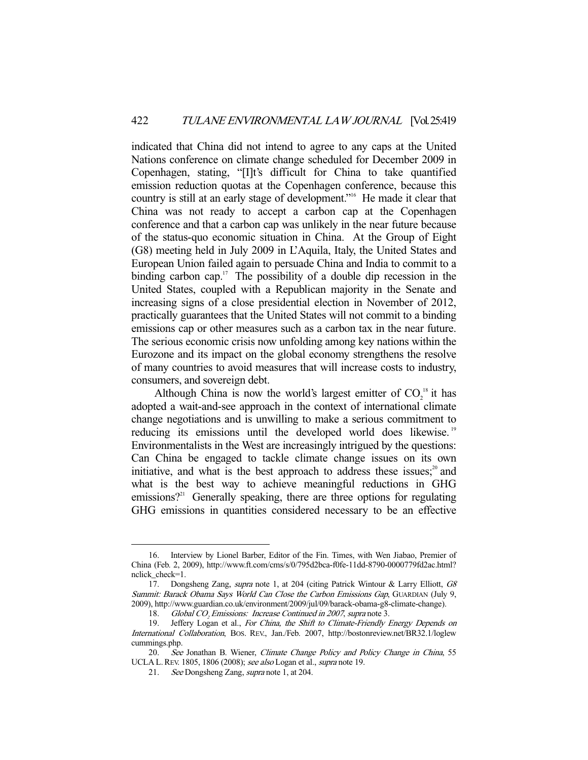indicated that China did not intend to agree to any caps at the United Nations conference on climate change scheduled for December 2009 in Copenhagen, stating, "[I]t's difficult for China to take quantified emission reduction quotas at the Copenhagen conference, because this country is still at an early stage of development."[16] He made it clear that China was not ready to accept a carbon cap at the Copenhagen conference and that a carbon cap was unlikely in the near future because of the status-quo economic situation in China. At the Group of Eight (G8) meeting held in July 2009 in L'Aquila, Italy, the United States and European Union failed again to persuade China and India to commit to a binding carbon cap.[17] The possibility of a double dip recession in the United States, coupled with a Republican majority in the Senate and increasing signs of a close presidential election in November of 2012, practically guarantees that the United States will not commit to a binding emissions cap or other measures such as a carbon tax in the near future. The serious economic crisis now unfolding among key nations within the Eurozone and its impact on the global economy strengthens the resolve of many countries to avoid measures that will increase costs to industry, consumers, and sovereign debt.

Although China is now the world's largest emitter of $CO_2$[18] it has adopted a wait-and-see approach in the context of international climate change negotiations and is unwilling to make a serious commitment to reducing its emissions until the developed world does likewise.[19] Environmentalists in the West are increasingly intrigued by the questions: Can China be engaged to tackle climate change issues on its own initiative, and what is the best approach to address these issues;[20] and what is the best way to achieve meaningful reductions in GHG emissions?[21] Generally speaking, there are three options for regulating GHG emissions in quantities considered necessary to be an effective

---

16. Interview by Lionel Barber, Editor of the Fin. Times, with Wen Jiabao, Premier of China (Feb. 2, 2009), http://www.ft.com/cms/s/0/795d2bca-f0fe-11dd-8790-0000779fd2ac.html?nclick_check=1.

17. Dongsheng Zang, *supra* note 1, at 204 (citing Patrick Wintour & Larry Elliott, *G8 Summit: Barack Obama Says World Can Close the Carbon Emissions Gap*, GUARDIAN (July 9, 2009), http://www.guardian.co.uk/environment/2009/jul/09/barack-obama-g8-climate-change).

18. *Global $CO_2$ Emissions: Increase Continued in 2007*, *supra* note 3.

19. Jeffery Logan et al., *For China, the Shift to Climate-Friendly Energy Depends on International Collaboration*, BOS. REV., Jan./Feb. 2007, http://bostonreview.net/BR32.1/loglewcummings.php.

20. *See* Jonathan B. Wiener, *Climate Change Policy and Policy Change in China*, 55 UCLA L. REV. 1805, 1806 (2008); *see also* Logan et al., *supra* note 19.

21. *See* Dongsheng Zang, *supra* note 1, at 204.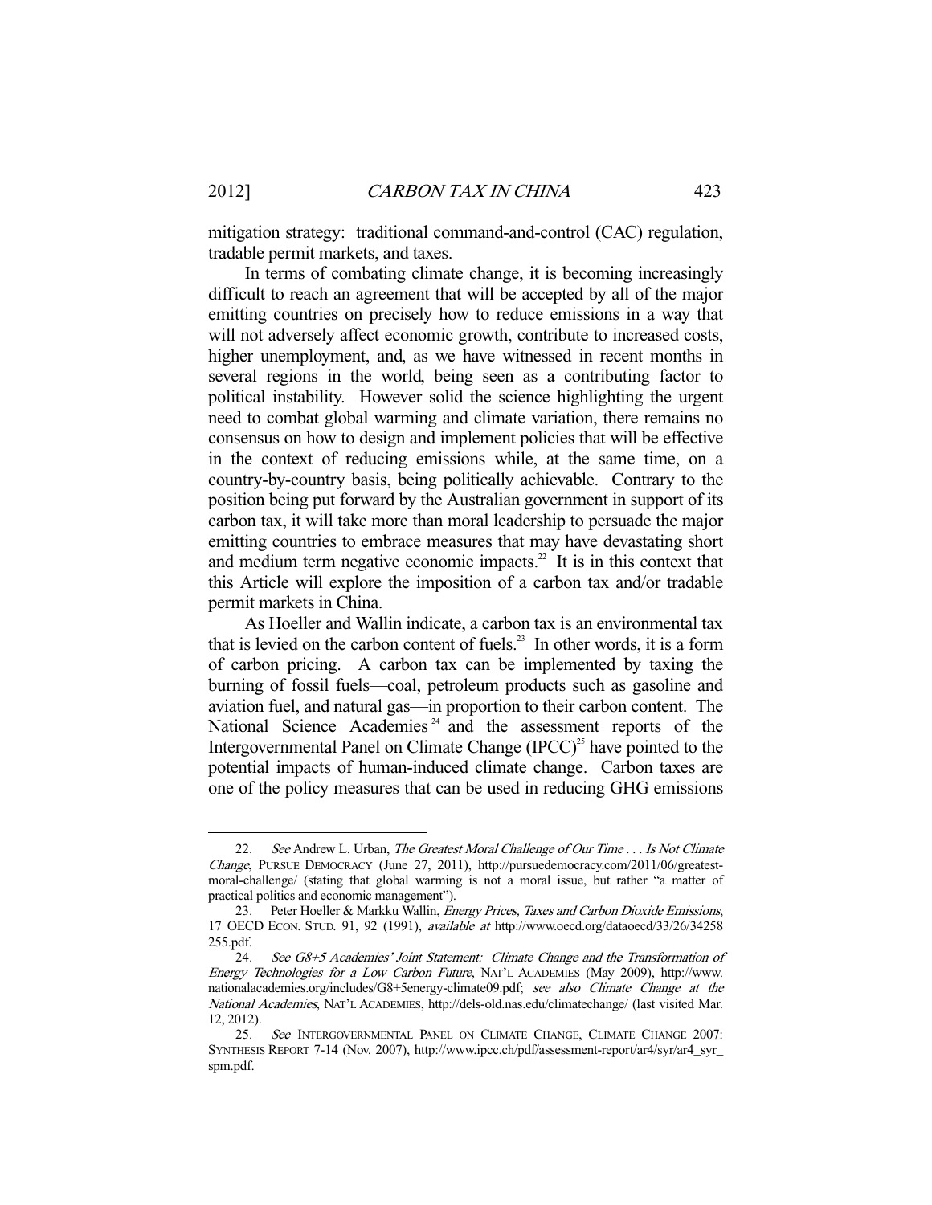mitigation strategy: traditional command-and-control (CAC) regulation, tradable permit markets, and taxes.

In terms of combating climate change, it is becoming increasingly difficult to reach an agreement that will be accepted by all of the major emitting countries on precisely how to reduce emissions in a way that will not adversely affect economic growth, contribute to increased costs, higher unemployment, and, as we have witnessed in recent months in several regions in the world, being seen as a contributing factor to political instability. However solid the science highlighting the urgent need to combat global warming and climate variation, there remains no consensus on how to design and implement policies that will be effective in the context of reducing emissions while, at the same time, on a country-by-country basis, being politically achievable. Contrary to the position being put forward by the Australian government in support of its carbon tax, it will take more than moral leadership to persuade the major emitting countries to embrace measures that may have devastating short and medium term negative economic impacts.[22] It is in this context that this Article will explore the imposition of a carbon tax and/or tradable permit markets in China.

As Hoeller and Wallin indicate, a carbon tax is an environmental tax that is levied on the carbon content of fuels.[23] In other words, it is a form of carbon pricing. A carbon tax can be implemented by taxing the burning of fossil fuels—coal, petroleum products such as gasoline and aviation fuel, and natural gas—in proportion to their carbon content. The National Science Academies[24] and the assessment reports of the Intergovernmental Panel on Climate Change (IPCC)[25] have pointed to the potential impacts of human-induced climate change. Carbon taxes are one of the policy measures that can be used in reducing GHG emissions

---

22. *See* Andrew L. Urban, *The Greatest Moral Challenge of Our Time . . . Is Not Climate Change*, PURSUE DEMOCRACY (June 27, 2011), http://pursuedemocracy.com/2011/06/greatest-moral-challenge/ (stating that global warming is not a moral issue, but rather "a matter of practical politics and economic management").

23. Peter Hoeller & Markku Wallin, *Energy Prices, Taxes and Carbon Dioxide Emissions*, 17 OECD ECON. STUD. 91, 92 (1991), *available at* http://www.oecd.org/dataoecd/33/26/34258255.pdf.

24. *See G8+5 Academies' Joint Statement: Climate Change and the Transformation of Energy Technologies for a Low Carbon Future*, NAT'L ACADEMIES (May 2009), http://www.nationalacademies.org/includes/G8+5energy-climate09.pdf; *see also Climate Change at the National Academies*, NAT'L ACADEMIES, http://dels-old.nas.edu/climatechange/ (last visited Mar. 12, 2012).

25. *See* INTERGOVERNMENTAL PANEL ON CLIMATE CHANGE, CLIMATE CHANGE 2007: SYNTHESIS REPORT 7-14 (Nov. 2007), http://www.ipcc.ch/pdf/assessment-report/ar4/syr/ar4_syr_spm.pdf.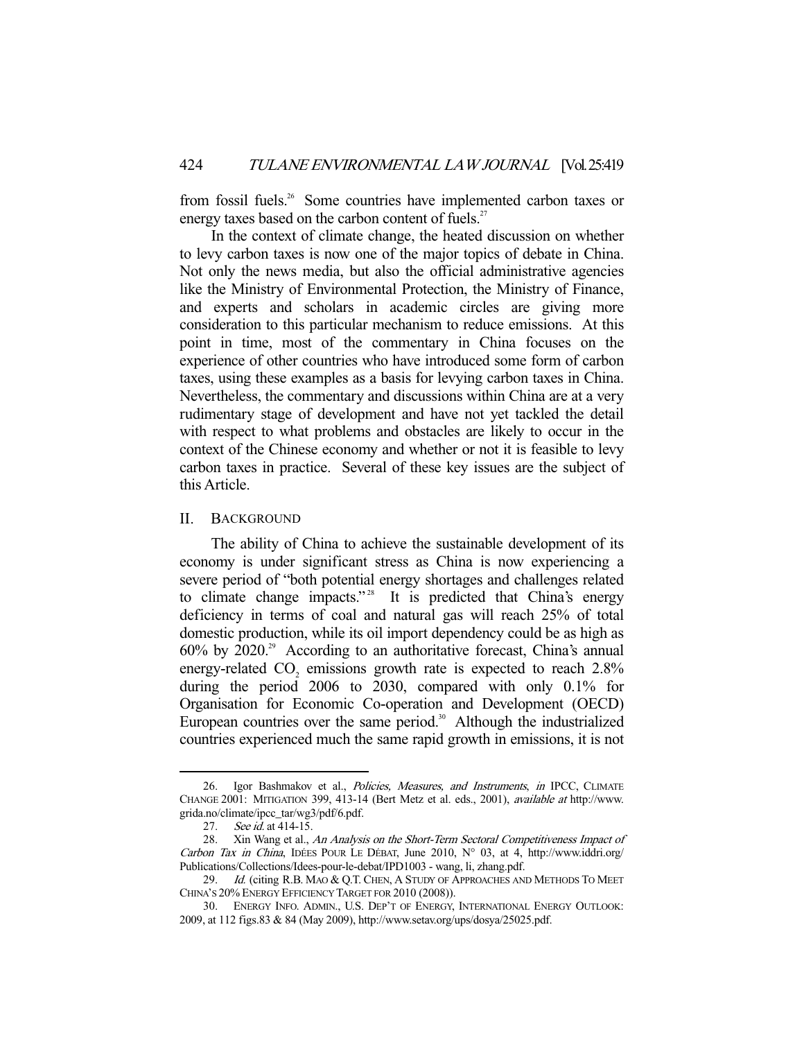from fossil fuels.[26] Some countries have implemented carbon taxes or energy taxes based on the carbon content of fuels.[27]

In the context of climate change, the heated discussion on whether to levy carbon taxes is now one of the major topics of debate in China. Not only the news media, but also the official administrative agencies like the Ministry of Environmental Protection, the Ministry of Finance, and experts and scholars in academic circles are giving more consideration to this particular mechanism to reduce emissions. At this point in time, most of the commentary in China focuses on the experience of other countries who have introduced some form of carbon taxes, using these examples as a basis for levying carbon taxes in China. Nevertheless, the commentary and discussions within China are at a very rudimentary stage of development and have not yet tackled the detail with respect to what problems and obstacles are likely to occur in the context of the Chinese economy and whether or not it is feasible to levy carbon taxes in practice. Several of these key issues are the subject of this Article.

## II. BACKGROUND

The ability of China to achieve the sustainable development of its economy is under significant stress as China is now experiencing a severe period of "both potential energy shortages and challenges related to climate change impacts."[28] It is predicted that China's energy deficiency in terms of coal and natural gas will reach 25% of total domestic production, while its oil import dependency could be as high as 60% by 2020.[29] According to an authoritative forecast, China's annual energy-related $CO_2$ emissions growth rate is expected to reach 2.8% during the period 2006 to 2030, compared with only 0.1% for Organisation for Economic Co-operation and Development (OECD) European countries over the same period.[30] Although the industrialized countries experienced much the same rapid growth in emissions, it is not

---

26. Igor Bashmakov et al., *Policies, Measures, and Instruments*, *in* IPCC, CLIMATE CHANGE 2001: MITIGATION 399, 413-14 (Bert Metz et al. eds., 2001), *available at* http://www.grida.no/climate/ipcc_tar/wg3/pdf/6.pdf.

27. *See id.* at 414-15.

28. Xin Wang et al., *An Analysis on the Short-Term Sectoral Competitiveness Impact of Carbon Tax in China*, IDÉES POUR LE DÉBAT, June 2010, N° 03, at 4, http://www.iddri.org/Publications/Collections/Idees-pour-le-debat/IPD1003 - wang, li, zhang.pdf.

29. *Id.* (citing R.B. MAO & Q.T. CHEN, A STUDY OF APPROACHES AND METHODS TO MEET CHINA'S 20% ENERGY EFFICIENCY TARGET FOR 2010 (2008)).

30. ENERGY INFO. ADMIN., U.S. DEP'T OF ENERGY, INTERNATIONAL ENERGY OUTLOOK: 2009, at 112 figs.83 & 84 (May 2009), http://www.setav.org/ups/dosya/25025.pdf.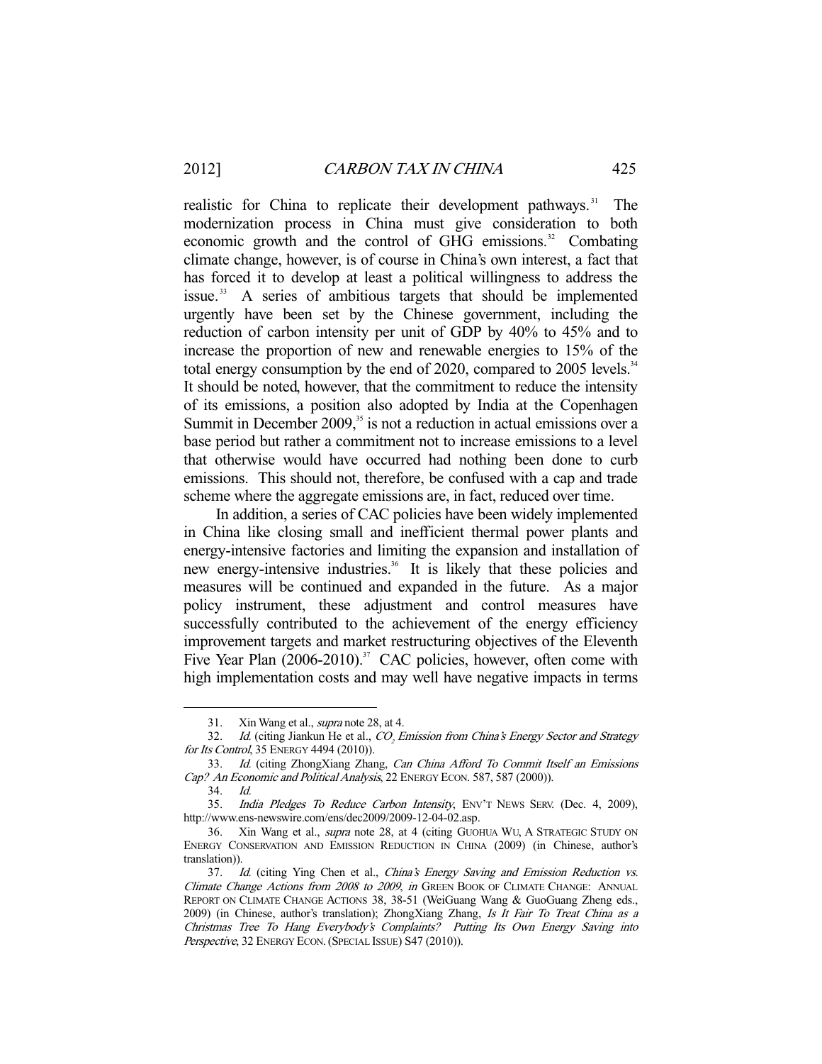realistic for China to replicate their development pathways.[31] The modernization process in China must give consideration to both economic growth and the control of GHG emissions.[32] Combating climate change, however, is of course in China's own interest, a fact that has forced it to develop at least a political willingness to address the issue.[33] A series of ambitious targets that should be implemented urgently have been set by the Chinese government, including the reduction of carbon intensity per unit of GDP by 40% to 45% and to increase the proportion of new and renewable energies to 15% of the total energy consumption by the end of 2020, compared to 2005 levels.[34] It should be noted, however, that the commitment to reduce the intensity of its emissions, a position also adopted by India at the Copenhagen Summit in December 2009,[35] is not a reduction in actual emissions over a base period but rather a commitment not to increase emissions to a level that otherwise would have occurred had nothing been done to curb emissions. This should not, therefore, be confused with a cap and trade scheme where the aggregate emissions are, in fact, reduced over time.

In addition, a series of CAC policies have been widely implemented in China like closing small and inefficient thermal power plants and energy-intensive factories and limiting the expansion and installation of new energy-intensive industries.[36] It is likely that these policies and measures will be continued and expanded in the future. As a major policy instrument, these adjustment and control measures have successfully contributed to the achievement of the energy efficiency improvement targets and market restructuring objectives of the Eleventh Five Year Plan (2006-2010).[37] CAC policies, however, often come with high implementation costs and may well have negative impacts in terms

---

31. Xin Wang et al., *supra* note 28, at 4.

32. *Id.* (citing Jiankun He et al., *$CO_2$ Emission from China's Energy Sector and Strategy for Its Control*, 35 ENERGY 4494 (2010)).

33. *Id.* (citing ZhongXiang Zhang, *Can China Afford To Commit Itself an Emissions Cap? An Economic and Political Analysis*, 22 ENERGY ECON. 587, 587 (2000)).

34. *Id.*

35. *India Pledges To Reduce Carbon Intensity*, ENV'T NEWS SERV. (Dec. 4, 2009), http://www.ens-newswire.com/ens/dec2009/2009-12-04-02.asp.

36. Xin Wang et al., *supra* note 28, at 4 (citing GUOHUA WU, A STRATEGIC STUDY ON ENERGY CONSERVATION AND EMISSION REDUCTION IN CHINA (2009) (in Chinese, author's translation)).

37. *Id.* (citing Ying Chen et al., *China's Energy Saving and Emission Reduction vs. Climate Change Actions from 2008 to 2009*, *in* GREEN BOOK OF CLIMATE CHANGE: ANNUAL REPORT ON CLIMATE CHANGE ACTIONS 38, 38-51 (WeiGuang Wang & GuoGuang Zheng eds., 2009) (in Chinese, author's translation); ZhongXiang Zhang, *Is It Fair To Treat China as a Christmas Tree To Hang Everybody's Complaints? Putting Its Own Energy Saving into Perspective*, 32 ENERGY ECON. (SPECIAL ISSUE) S47 (2010)).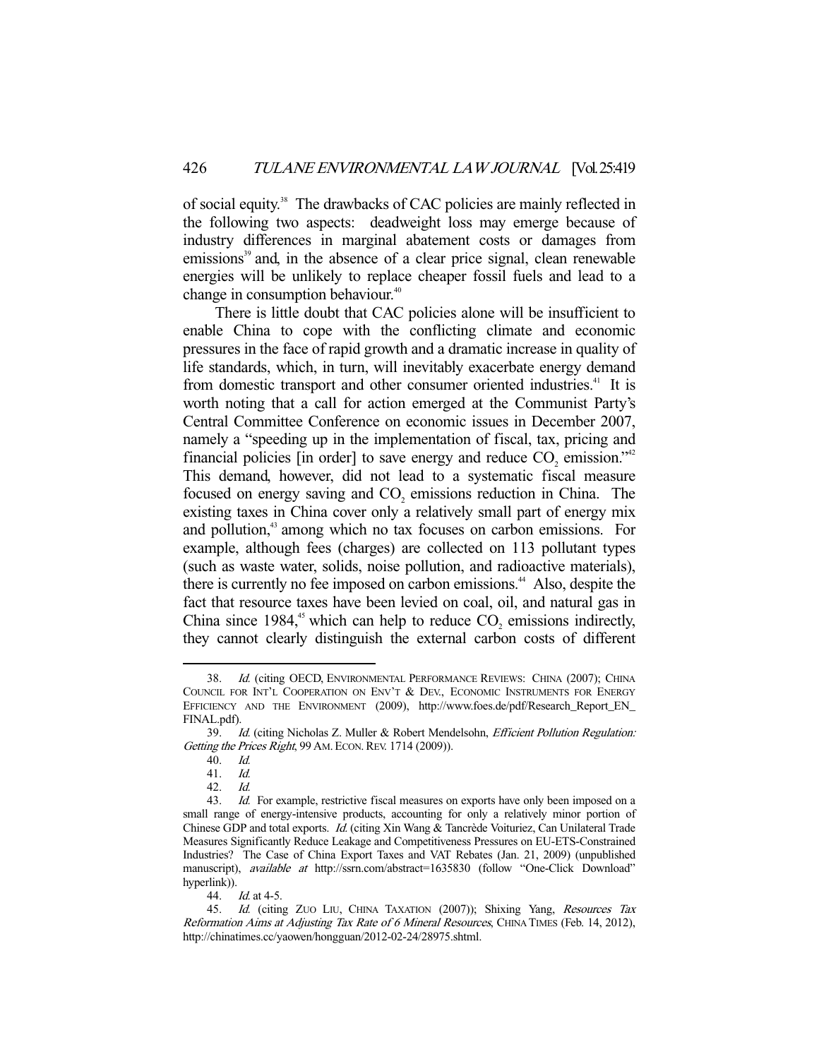of social equity.[38] The drawbacks of CAC policies are mainly reflected in the following two aspects: deadweight loss may emerge because of industry differences in marginal abatement costs or damages from emissions[39] and, in the absence of a clear price signal, clean renewable energies will be unlikely to replace cheaper fossil fuels and lead to a change in consumption behaviour.[40]

There is little doubt that CAC policies alone will be insufficient to enable China to cope with the conflicting climate and economic pressures in the face of rapid growth and a dramatic increase in quality of life standards, which, in turn, will inevitably exacerbate energy demand from domestic transport and other consumer oriented industries.[41] It is worth noting that a call for action emerged at the Communist Party's Central Committee Conference on economic issues in December 2007, namely a "speeding up in the implementation of fiscal, tax, pricing and financial policies [in order] to save energy and reduce $CO_2$ emission."[42] This demand, however, did not lead to a systematic fiscal measure focused on energy saving and $CO_2$ emissions reduction in China. The existing taxes in China cover only a relatively small part of energy mix and pollution,[43] among which no tax focuses on carbon emissions. For example, although fees (charges) are collected on 113 pollutant types (such as waste water, solids, noise pollution, and radioactive materials), there is currently no fee imposed on carbon emissions.[44] Also, despite the fact that resource taxes have been levied on coal, oil, and natural gas in China since 1984,[45] which can help to reduce $CO_2$ emissions indirectly, they cannot clearly distinguish the external carbon costs of different

---

38. *Id.* (citing OECD, ENVIRONMENTAL PERFORMANCE REVIEWS: CHINA (2007); CHINA COUNCIL FOR INT'L COOPERATION ON ENV'T & DEV., ECONOMIC INSTRUMENTS FOR ENERGY EFFICIENCY AND THE ENVIRONMENT (2009), http://www.foes.de/pdf/Research_Report_EN_FINAL.pdf).

39. *Id.* (citing Nicholas Z. Muller & Robert Mendelsohn, *Efficient Pollution Regulation: Getting the Prices Right*, 99 AM. ECON. REV. 1714 (2009)).

40. *Id.*

41. *Id.*

42. *Id.*

43. *Id.* For example, restrictive fiscal measures on exports have only been imposed on a small range of energy-intensive products, accounting for only a relatively minor portion of Chinese GDP and total exports. *Id.* (citing Xin Wang & Tancrède Voituriez, Can Unilateral Trade Measures Significantly Reduce Leakage and Competitiveness Pressures on EU-ETS-Constrained Industries? The Case of China Export Taxes and VAT Rebates (Jan. 21, 2009) (unpublished manuscript), *available at* http://ssrn.com/abstract=1635830 (follow "One-Click Download" hyperlink)).

44. *Id.* at 4-5.

45. *Id.* (citing ZUO LIU, CHINA TAXATION (2007)); Shixing Yang, *Resources Tax Reformation Aims at Adjusting Tax Rate of 6 Mineral Resources*, CHINA TIMES (Feb. 14, 2012), http://chinatimes.cc/yaowen/hongguan/2012-02-24/28975.shtml.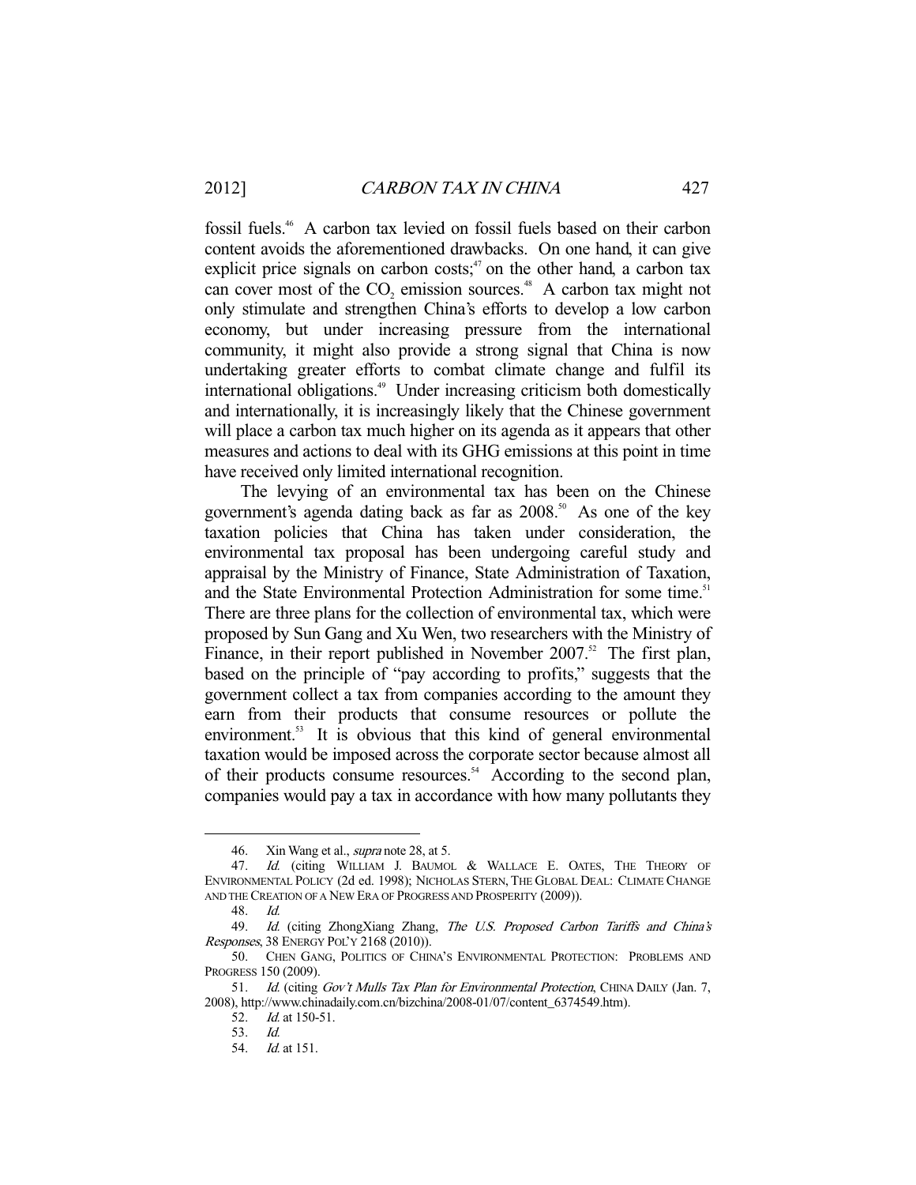fossil fuels.[46] A carbon tax levied on fossil fuels based on their carbon content avoids the aforementioned drawbacks. On one hand, it can give explicit price signals on carbon costs;[47] on the other hand, a carbon tax can cover most of the $CO_2$ emission sources.[48] A carbon tax might not only stimulate and strengthen China's efforts to develop a low carbon economy, but under increasing pressure from the international community, it might also provide a strong signal that China is now undertaking greater efforts to combat climate change and fulfil its international obligations.[49] Under increasing criticism both domestically and internationally, it is increasingly likely that the Chinese government will place a carbon tax much higher on its agenda as it appears that other measures and actions to deal with its GHG emissions at this point in time have received only limited international recognition.

The levying of an environmental tax has been on the Chinese government's agenda dating back as far as 2008.[50] As one of the key taxation policies that China has taken under consideration, the environmental tax proposal has been undergoing careful study and appraisal by the Ministry of Finance, State Administration of Taxation, and the State Environmental Protection Administration for some time.[51] There are three plans for the collection of environmental tax, which were proposed by Sun Gang and Xu Wen, two researchers with the Ministry of Finance, in their report published in November 2007.[52] The first plan, based on the principle of "pay according to profits," suggests that the government collect a tax from companies according to the amount they earn from their products that consume resources or pollute the environment.[53] It is obvious that this kind of general environmental taxation would be imposed across the corporate sector because almost all of their products consume resources.[54] According to the second plan, companies would pay a tax in accordance with how many pollutants they

---

46. Xin Wang et al., *supra* note 28, at 5.

47. *Id.* (citing WILLIAM J. BAUMOL & WALLACE E. OATES, THE THEORY OF ENVIRONMENTAL POLICY (2d ed. 1998); NICHOLAS STERN, THE GLOBAL DEAL: CLIMATE CHANGE AND THE CREATION OF A NEW ERA OF PROGRESS AND PROSPERITY (2009)).

48. *Id.*

49. *Id.* (citing ZhongXiang Zhang, *The U.S. Proposed Carbon Tariffs and China's Responses*, 38 ENERGY POL'Y 2168 (2010)).

50. CHEN GANG, POLITICS OF CHINA'S ENVIRONMENTAL PROTECTION: PROBLEMS AND PROGRESS 150 (2009).

51. *Id.* (citing *Gov't Mulls Tax Plan for Environmental Protection*, CHINA DAILY (Jan. 7, 2008), http://www.chinadaily.com.cn/bizchina/2008-01/07/content_6374549.htm).

52. *Id.* at 150-51.

53. *Id.*

54. *Id.* at 151.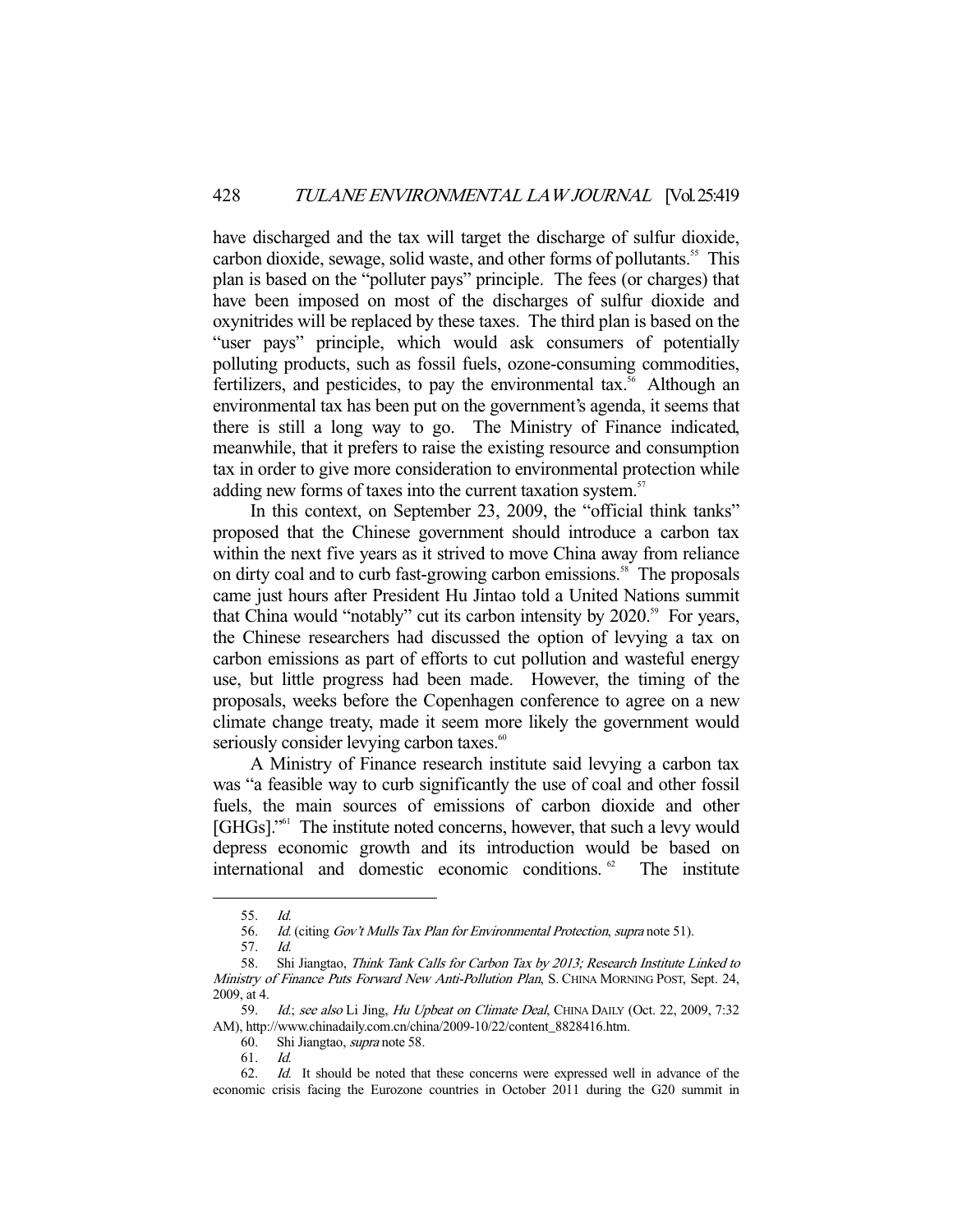have discharged and the tax will target the discharge of sulfur dioxide, carbon dioxide, sewage, solid waste, and other forms of pollutants.[55] This plan is based on the "polluter pays" principle. The fees (or charges) that have been imposed on most of the discharges of sulfur dioxide and oxynitrides will be replaced by these taxes. The third plan is based on the "user pays" principle, which would ask consumers of potentially polluting products, such as fossil fuels, ozone-consuming commodities, fertilizers, and pesticides, to pay the environmental tax.[56] Although an environmental tax has been put on the government's agenda, it seems that there is still a long way to go. The Ministry of Finance indicated, meanwhile, that it prefers to raise the existing resource and consumption tax in order to give more consideration to environmental protection while adding new forms of taxes into the current taxation system.[57]

In this context, on September 23, 2009, the "official think tanks" proposed that the Chinese government should introduce a carbon tax within the next five years as it strived to move China away from reliance on dirty coal and to curb fast-growing carbon emissions.[58] The proposals came just hours after President Hu Jintao told a United Nations summit that China would "notably" cut its carbon intensity by 2020.[59] For years, the Chinese researchers had discussed the option of levying a tax on carbon emissions as part of efforts to cut pollution and wasteful energy use, but little progress had been made. However, the timing of the proposals, weeks before the Copenhagen conference to agree on a new climate change treaty, made it seem more likely the government would seriously consider levying carbon taxes.[60]

A Ministry of Finance research institute said levying a carbon tax was "a feasible way to curb significantly the use of coal and other fossil fuels, the main sources of emissions of carbon dioxide and other [GHGs]."[61] The institute noted concerns, however, that such a levy would depress economic growth and its introduction would be based on international and domestic economic conditions.[62] The institute

---

55. *Id.*

56. *Id.* (citing *Gov't Mulls Tax Plan for Environmental Protection*, *supra* note 51).

57. *Id.*

58. Shi Jiangtao, *Think Tank Calls for Carbon Tax by 2013; Research Institute Linked to Ministry of Finance Puts Forward New Anti-Pollution Plan*, S. CHINA MORNING POST, Sept. 24, 2009, at 4.

59. *Id.*; *see also* Li Jing, *Hu Upbeat on Climate Deal*, CHINA DAILY (Oct. 22, 2009, 7:32 AM), http://www.chinadaily.com.cn/china/2009-10/22/content_8828416.htm.

60. Shi Jiangtao, *supra* note 58.

61. *Id.*

62. *Id.* It should be noted that these concerns were expressed well in advance of the economic crisis facing the Eurozone countries in October 2011 during the G20 summit in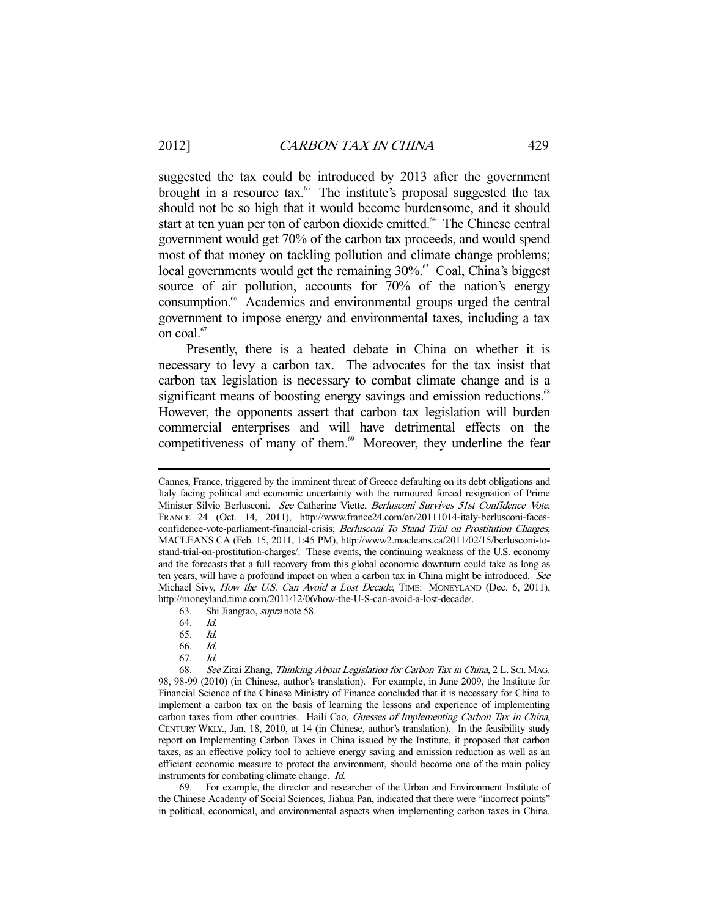suggested the tax could be introduced by 2013 after the government brought in a resource tax.[63] The institute's proposal suggested the tax should not be so high that it would become burdensome, and it should start at ten yuan per ton of carbon dioxide emitted.[64] The Chinese central government would get 70% of the carbon tax proceeds, and would spend most of that money on tackling pollution and climate change problems; local governments would get the remaining 30%.[65] Coal, China's biggest source of air pollution, accounts for 70% of the nation's energy consumption.[66] Academics and environmental groups urged the central government to impose energy and environmental taxes, including a tax on coal.[67]

Presently, there is a heated debate in China on whether it is necessary to levy a carbon tax. The advocates for the tax insist that carbon tax legislation is necessary to combat climate change and is a significant means of boosting energy savings and emission reductions.[68] However, the opponents assert that carbon tax legislation will burden commercial enterprises and will have detrimental effects on the competitiveness of many of them.[69] Moreover, they underline the fear

---

Cannes, France, triggered by the imminent threat of Greece defaulting on its debt obligations and Italy facing political and economic uncertainty with the rumoured forced resignation of Prime Minister Silvio Berlusconi. *See* Catherine Viette, *Berlusconi Survives 51st Confidence Vote*, FRANCE 24 (Oct. 14, 2011), http://www.france24.com/en/20111014-italy-berlusconi-faces-confidence-vote-parliament-financial-crisis; *Berlusconi To Stand Trial on Prostitution Charges*, MACLEANS.CA (Feb. 15, 2011, 1:45 PM), http://www2.macleans.ca/2011/02/15/berlusconi-to-stand-trial-on-prostitution-charges/. These events, the continuing weakness of the U.S. economy and the forecasts that a full recovery from this global economic downturn could take as long as ten years, will have a profound impact on when a carbon tax in China might be introduced. *See* Michael Sivy, *How the U.S. Can Avoid a Lost Decade*, TIME: MONEYLAND (Dec. 6, 2011), http://moneyland.time.com/2011/12/06/how-the-U-S-can-avoid-a-lost-decade/.

63. Shi Jiangtao, *supra* note 58.

64. *Id.*

65. *Id.*

66. *Id.*

67. *Id.*

68. *See* Zitai Zhang, *Thinking About Legislation for Carbon Tax in China*, 2 L. SCI. MAG. 98, 98-99 (2010) (in Chinese, author's translation). For example, in June 2009, the Institute for Financial Science of the Chinese Ministry of Finance concluded that it is necessary for China to implement a carbon tax on the basis of learning the lessons and experience of implementing carbon taxes from other countries. Haili Cao, *Guesses of Implementing Carbon Tax in China*, CENTURY WKLY., Jan. 18, 2010, at 14 (in Chinese, author's translation). In the feasibility study report on Implementing Carbon Taxes in China issued by the Institute, it proposed that carbon taxes, as an effective policy tool to achieve energy saving and emission reduction as well as an efficient economic measure to protect the environment, should become one of the main policy instruments for combating climate change. *Id.*

69. For example, the director and researcher of the Urban and Environment Institute of the Chinese Academy of Social Sciences, Jiahua Pan, indicated that there were "incorrect points" in political, economical, and environmental aspects when implementing carbon taxes in China.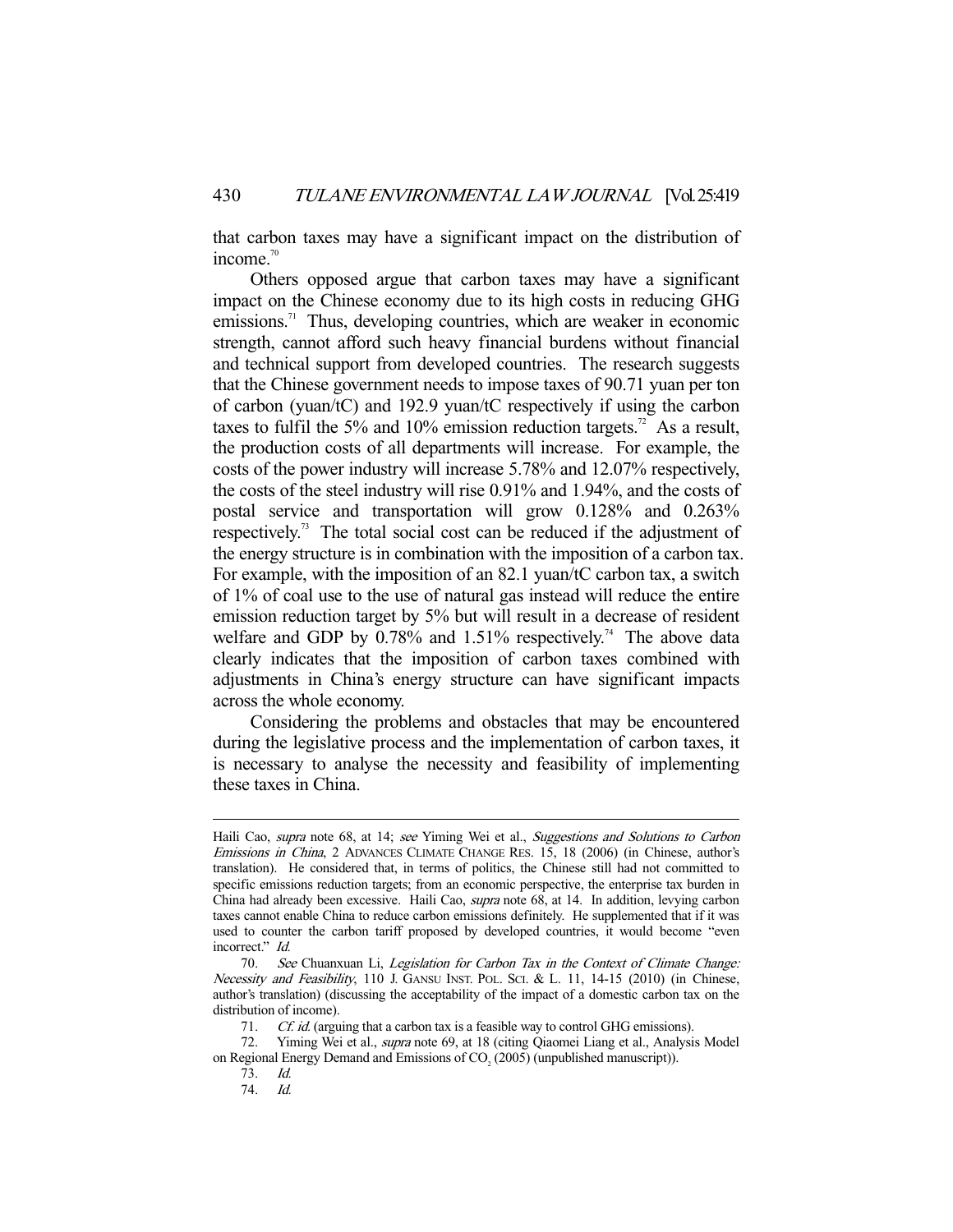that carbon taxes may have a significant impact on the distribution of income.[70]

Others opposed argue that carbon taxes may have a significant impact on the Chinese economy due to its high costs in reducing GHG emissions.[71] Thus, developing countries, which are weaker in economic strength, cannot afford such heavy financial burdens without financial and technical support from developed countries. The research suggests that the Chinese government needs to impose taxes of 90.71 yuan per ton of carbon (yuan/tC) and 192.9 yuan/tC respectively if using the carbon taxes to fulfil the 5% and 10% emission reduction targets.[72] As a result, the production costs of all departments will increase. For example, the costs of the power industry will increase 5.78% and 12.07% respectively, the costs of the steel industry will rise 0.91% and 1.94%, and the costs of postal service and transportation will grow 0.128% and 0.263% respectively.[73] The total social cost can be reduced if the adjustment of the energy structure is in combination with the imposition of a carbon tax. For example, with the imposition of an 82.1 yuan/tC carbon tax, a switch of 1% of coal use to the use of natural gas instead will reduce the entire emission reduction target by 5% but will result in a decrease of resident welfare and GDP by 0.78% and 1.51% respectively.[74] The above data clearly indicates that the imposition of carbon taxes combined with adjustments in China's energy structure can have significant impacts across the whole economy.

Considering the problems and obstacles that may be encountered during the legislative process and the implementation of carbon taxes, it is necessary to analyse the necessity and feasibility of implementing these taxes in China.

---

Haili Cao, *supra* note 68, at 14; *see* Yiming Wei et al., *Suggestions and Solutions to Carbon Emissions in China*, 2 ADVANCES CLIMATE CHANGE RES. 15, 18 (2006) (in Chinese, author's translation). He considered that, in terms of politics, the Chinese still had not committed to specific emissions reduction targets; from an economic perspective, the enterprise tax burden in China had already been excessive. Haili Cao, *supra* note 68, at 14. In addition, levying carbon taxes cannot enable China to reduce carbon emissions definitely. He supplemented that if it was used to counter the carbon tariff proposed by developed countries, it would become "even incorrect." *Id.*

70. *See* Chuanxuan Li, *Legislation for Carbon Tax in the Context of Climate Change: Necessity and Feasibility*, 110 J. GANSU INST. POL. SCI. & L. 11, 14-15 (2010) (in Chinese, author's translation) (discussing the acceptability of the impact of a domestic carbon tax on the distribution of income).

71. *Cf. id.* (arguing that a carbon tax is a feasible way to control GHG emissions).

72. Yiming Wei et al., *supra* note 69, at 18 (citing Qiaomei Liang et al., Analysis Model on Regional Energy Demand and Emissions of $CO_2$ (2005) (unpublished manuscript)).

73. *Id.*

74. *Id.*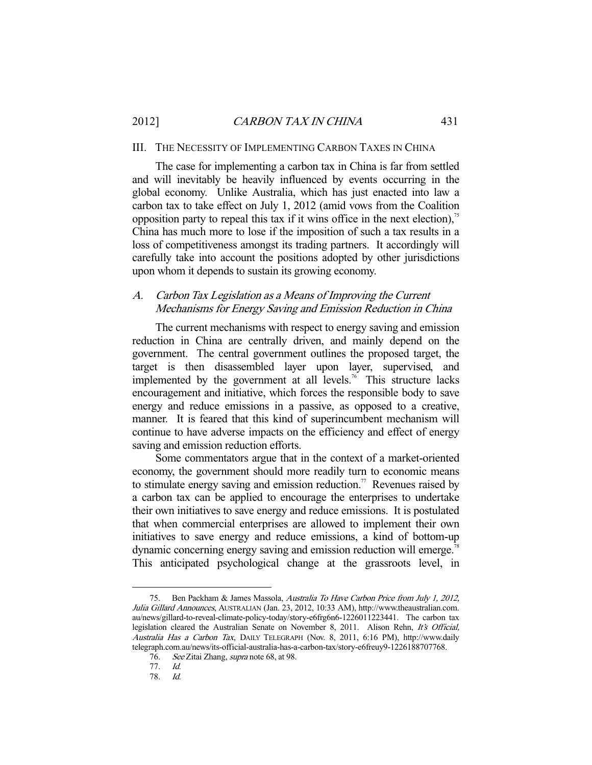## III. THE NECESSITY OF IMPLEMENTING CARBON TAXES IN CHINA

The case for implementing a carbon tax in China is far from settled and will inevitably be heavily influenced by events occurring in the global economy. Unlike Australia, which has just enacted into law a carbon tax to take effect on July 1, 2012 (amid vows from the Coalition opposition party to repeal this tax if it wins office in the next election),[75] China has much more to lose if the imposition of such a tax results in a loss of competitiveness amongst its trading partners. It accordingly will carefully take into account the positions adopted by other jurisdictions upon whom it depends to sustain its growing economy.

### A. *Carbon Tax Legislation as a Means of Improving the Current Mechanisms for Energy Saving and Emission Reduction in China*

The current mechanisms with respect to energy saving and emission reduction in China are centrally driven, and mainly depend on the government. The central government outlines the proposed target, the target is then disassembled layer upon layer, supervised, and implemented by the government at all levels.[76] This structure lacks encouragement and initiative, which forces the responsible body to save energy and reduce emissions in a passive, as opposed to a creative, manner. It is feared that this kind of superincumbent mechanism will continue to have adverse impacts on the efficiency and effect of energy saving and emission reduction efforts.

Some commentators argue that in the context of a market-oriented economy, the government should more readily turn to economic means to stimulate energy saving and emission reduction.[77] Revenues raised by a carbon tax can be applied to encourage the enterprises to undertake their own initiatives to save energy and reduce emissions. It is postulated that when commercial enterprises are allowed to implement their own initiatives to save energy and reduce emissions, a kind of bottom-up dynamic concerning energy saving and emission reduction will emerge.[78] This anticipated psychological change at the grassroots level, in

---

75. Ben Packham & James Massola, *Australia To Have Carbon Price from July 1, 2012, Julia Gillard Announces*, AUSTRALIAN (Jan. 23, 2012, 10:33 AM), http://www.theaustralian.com.au/news/gillard-to-reveal-climate-policy-today/story-e6frg6n6-1226011223441. The carbon tax legislation cleared the Australian Senate on November 8, 2011. Alison Rehn, *It's Official, Australia Has a Carbon Tax*, DAILY TELEGRAPH (Nov. 8, 2011, 6:16 PM), http://www.dailytelegraph.com.au/news/its-official-australia-has-a-carbon-tax/story-e6freuy9-1226188707768.

76. *See* Zitai Zhang, *supra* note 68, at 98.

77. *Id.*

78. *Id.*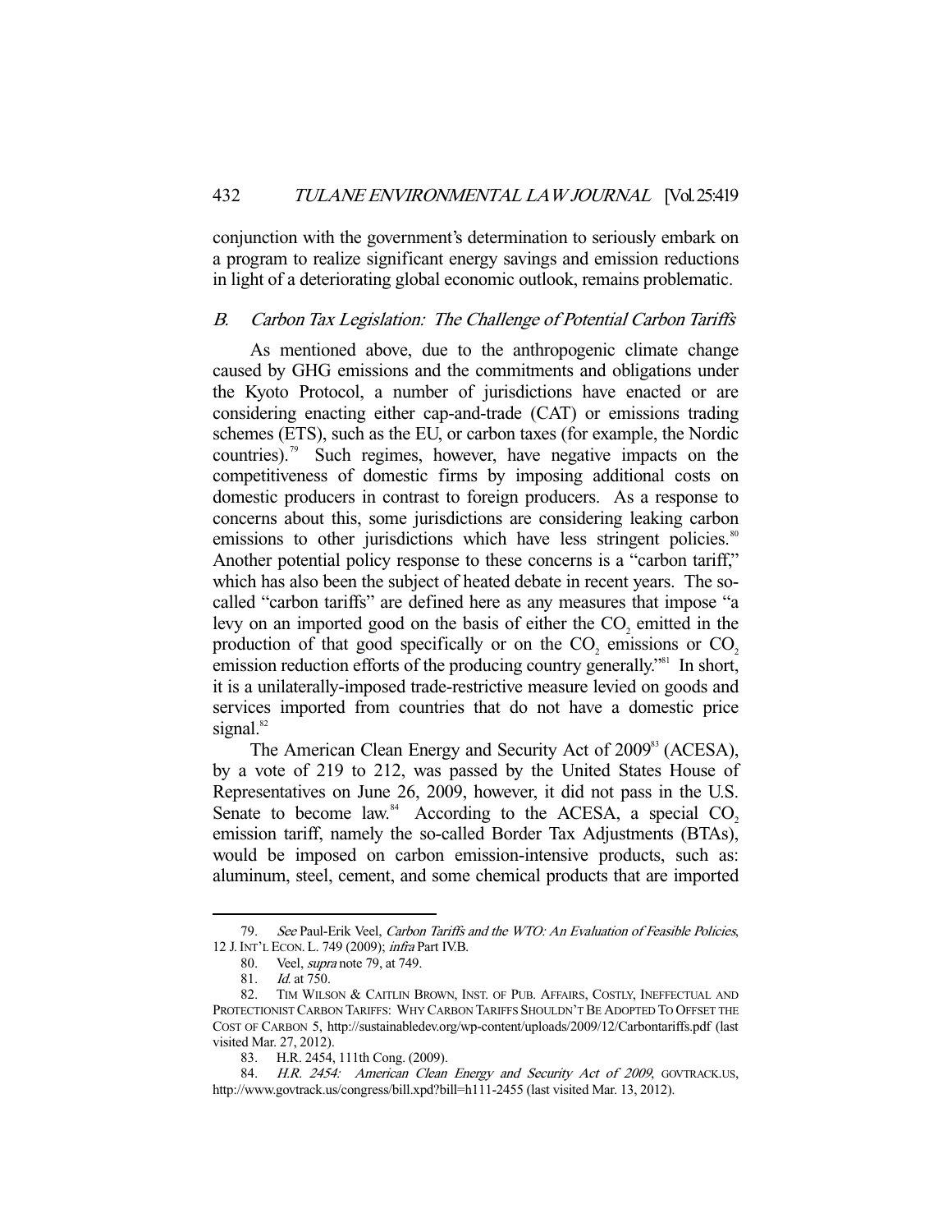conjunction with the government's determination to seriously embark on a program to realize significant energy savings and emission reductions in light of a deteriorating global economic outlook, remains problematic.

### *B. Carbon Tax Legislation: The Challenge of Potential Carbon Tariffs*

As mentioned above, due to the anthropogenic climate change caused by GHG emissions and the commitments and obligations under the Kyoto Protocol, a number of jurisdictions have enacted or are considering enacting either cap-and-trade (CAT) or emissions trading schemes (ETS), such as the EU, or carbon taxes (for example, the Nordic countries).[79] Such regimes, however, have negative impacts on the competitiveness of domestic firms by imposing additional costs on domestic producers in contrast to foreign producers. As a response to concerns about this, some jurisdictions are considering leaking carbon emissions to other jurisdictions which have less stringent policies.[80] Another potential policy response to these concerns is a "carbon tariff," which has also been the subject of heated debate in recent years. The so-called "carbon tariffs" are defined here as any measures that impose "a levy on an imported good on the basis of either the $CO_2$ emitted in the production of that good specifically or on the $CO_2$ emissions or $CO_2$ emission reduction efforts of the producing country generally."[81] In short, it is a unilaterally-imposed trade-restrictive measure levied on goods and services imported from countries that do not have a domestic price signal.[82]

The American Clean Energy and Security Act of 2009[83] (ACESA), by a vote of 219 to 212, was passed by the United States House of Representatives on June 26, 2009, however, it did not pass in the U.S. Senate to become law.[84] According to the ACESA, a special $CO_2$ emission tariff, namely the so-called Border Tax Adjustments (BTAs), would be imposed on carbon emission-intensive products, such as: aluminum, steel, cement, and some chemical products that are imported

---

79. *See* Paul-Erik Veel, *Carbon Tariffs and the WTO: An Evaluation of Feasible Policies*, 12 J. INT'L ECON. L. 749 (2009); *infra* Part IV.B.

80. Veel, *supra* note 79, at 749.

81. *Id.* at 750.

82. TIM WILSON & CAITLIN BROWN, INST. OF PUB. AFFAIRS, COSTLY, INEFFECTUAL AND PROTECTIONIST CARBON TARIFFS: WHY CARBON TARIFFS SHOULDN'T BE ADOPTED TO OFFSET THE COST OF CARBON 5, http://sustainabledev.org/wp-content/uploads/2009/12/Carbontariffs.pdf (last visited Mar. 27, 2012).

83. H.R. 2454, 111th Cong. (2009).

84. *H.R. 2454: American Clean Energy and Security Act of 2009*, GOVTRACK.US, http://www.govtrack.us/congress/bill.xpd?bill=h111-2455 (last visited Mar. 13, 2012).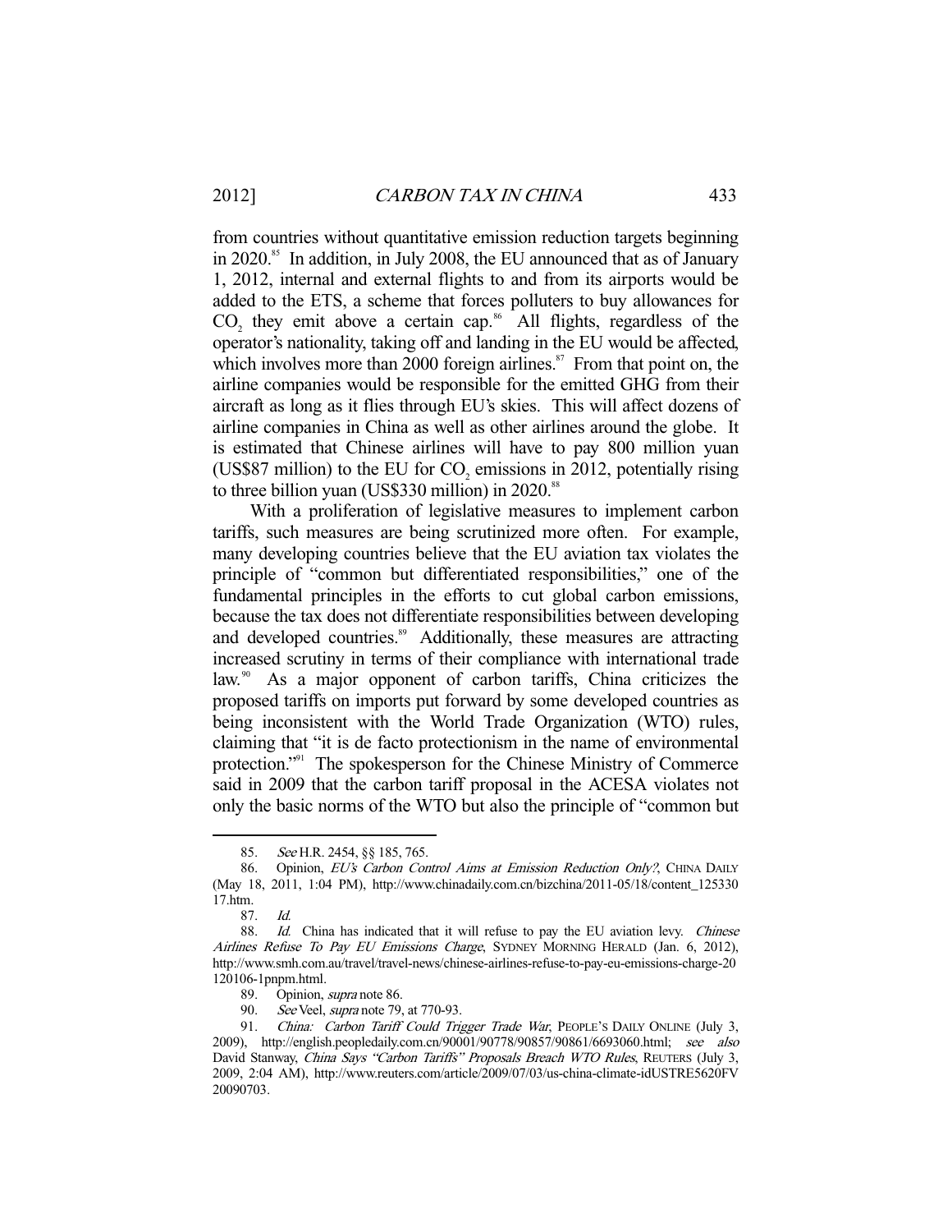from countries without quantitative emission reduction targets beginning in 2020.[85] In addition, in July 2008, the EU announced that as of January 1, 2012, internal and external flights to and from its airports would be added to the ETS, a scheme that forces polluters to buy allowances for $CO_2$ they emit above a certain cap.[86] All flights, regardless of the operator's nationality, taking off and landing in the EU would be affected, which involves more than 2000 foreign airlines.[87] From that point on, the airline companies would be responsible for the emitted GHG from their aircraft as long as it flies through EU's skies. This will affect dozens of airline companies in China as well as other airlines around the globe. It is estimated that Chinese airlines will have to pay 800 million yuan (US$87 million) to the EU for $CO_2$ emissions in 2012, potentially rising to three billion yuan (US$330 million) in 2020.[88]

With a proliferation of legislative measures to implement carbon tariffs, such measures are being scrutinized more often. For example, many developing countries believe that the EU aviation tax violates the principle of "common but differentiated responsibilities," one of the fundamental principles in the efforts to cut global carbon emissions, because the tax does not differentiate responsibilities between developing and developed countries.[89] Additionally, these measures are attracting increased scrutiny in terms of their compliance with international trade law.[90] As a major opponent of carbon tariffs, China criticizes the proposed tariffs on imports put forward by some developed countries as being inconsistent with the World Trade Organization (WTO) rules, claiming that "it is de facto protectionism in the name of environmental protection."[91] The spokesperson for the Chinese Ministry of Commerce said in 2009 that the carbon tariff proposal in the ACESA violates not only the basic norms of the WTO but also the principle of "common but

---

85. *See* H.R. 2454, §§ 185, 765.

86. Opinion, *EU's Carbon Control Aims at Emission Reduction Only?*, CHINA DAILY (May 18, 2011, 1:04 PM), http://www.chinadaily.com.cn/bizchina/2011-05/18/content_12533017.htm.

87. *Id.*

88. *Id.* China has indicated that it will refuse to pay the EU aviation levy. *Chinese Airlines Refuse To Pay EU Emissions Charge*, SYDNEY MORNING HERALD (Jan. 6, 2012), http://www.smh.com.au/travel/travel-news/chinese-airlines-refuse-to-pay-eu-emissions-charge-20120106-1pnpm.html.

89. Opinion, *supra* note 86.

90. *See* Veel, *supra* note 79, at 770-93.

91. *China: Carbon Tariff Could Trigger Trade War*, PEOPLE'S DAILY ONLINE (July 3, 2009), http://english.peopledaily.com.cn/90001/90778/90857/90861/6693060.html; *see also* David Stanway, *China Says "Carbon Tariffs" Proposals Breach WTO Rules*, REUTERS (July 3, 2009, 2:04 AM), http://www.reuters.com/article/2009/07/03/us-china-climate-idUSTRE5620FV20090703.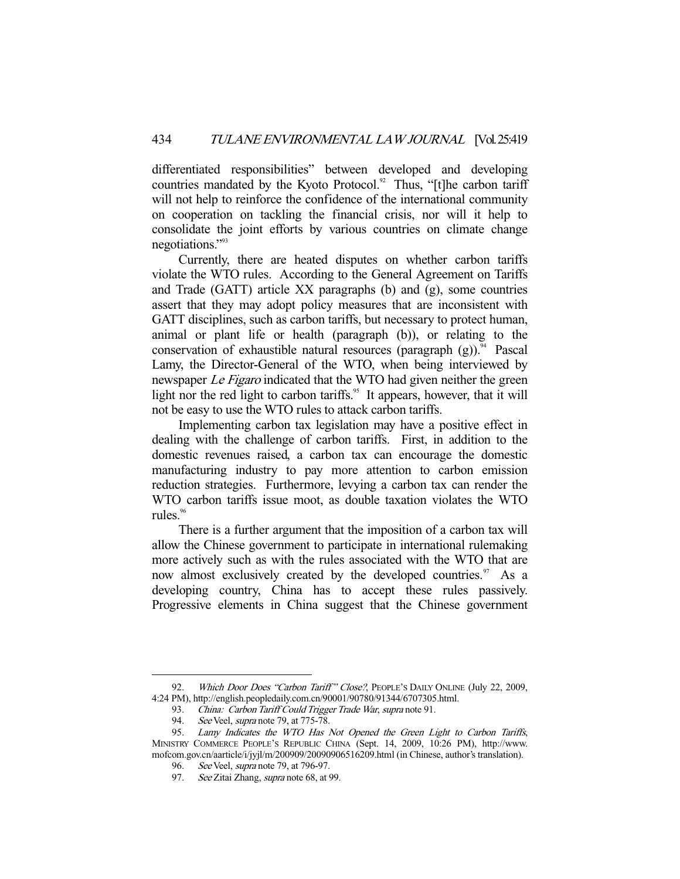differentiated responsibilities" between developed and developing countries mandated by the Kyoto Protocol.[92] Thus, "[t]he carbon tariff will not help to reinforce the confidence of the international community on cooperation on tackling the financial crisis, nor will it help to consolidate the joint efforts by various countries on climate change negotiations."[93]

Currently, there are heated disputes on whether carbon tariffs violate the WTO rules. According to the General Agreement on Tariffs and Trade (GATT) article XX paragraphs (b) and (g), some countries assert that they may adopt policy measures that are inconsistent with GATT disciplines, such as carbon tariffs, but necessary to protect human, animal or plant life or health (paragraph (b)), or relating to the conservation of exhaustible natural resources (paragraph (g)).[94] Pascal Lamy, the Director-General of the WTO, when being interviewed by newspaper *Le Figaro* indicated that the WTO had given neither the green light nor the red light to carbon tariffs.[95] It appears, however, that it will not be easy to use the WTO rules to attack carbon tariffs.

Implementing carbon tax legislation may have a positive effect in dealing with the challenge of carbon tariffs. First, in addition to the domestic revenues raised, a carbon tax can encourage the domestic manufacturing industry to pay more attention to carbon emission reduction strategies. Furthermore, levying a carbon tax can render the WTO carbon tariffs issue moot, as double taxation violates the WTO rules.[96]

There is a further argument that the imposition of a carbon tax will allow the Chinese government to participate in international rulemaking more actively such as with the rules associated with the WTO that are now almost exclusively created by the developed countries.[97] As a developing country, China has to accept these rules passively. Progressive elements in China suggest that the Chinese government

---

92. *Which Door Does "Carbon Tariff" Close?*, PEOPLE'S DAILY ONLINE (July 22, 2009, 4:24 PM), http://english.peopledaily.com.cn/90001/90780/91344/6707305.html.

93. *China: Carbon Tariff Could Trigger Trade War*, *supra* note 91.

94. *See* Veel, *supra* note 79, at 775-78.

95. *Lamy Indicates the WTO Has Not Opened the Green Light to Carbon Tariffs*, MINISTRY COMMERCE PEOPLE'S REPUBLIC CHINA (Sept. 14, 2009, 10:26 PM), http://www.mofcom.gov.cn/aarticle/i/jyjl/m/200909/20090906516209.html (in Chinese, author's translation).

96. *See* Veel, *supra* note 79, at 796-97.

97. *See* Zitai Zhang, *supra* note 68, at 99.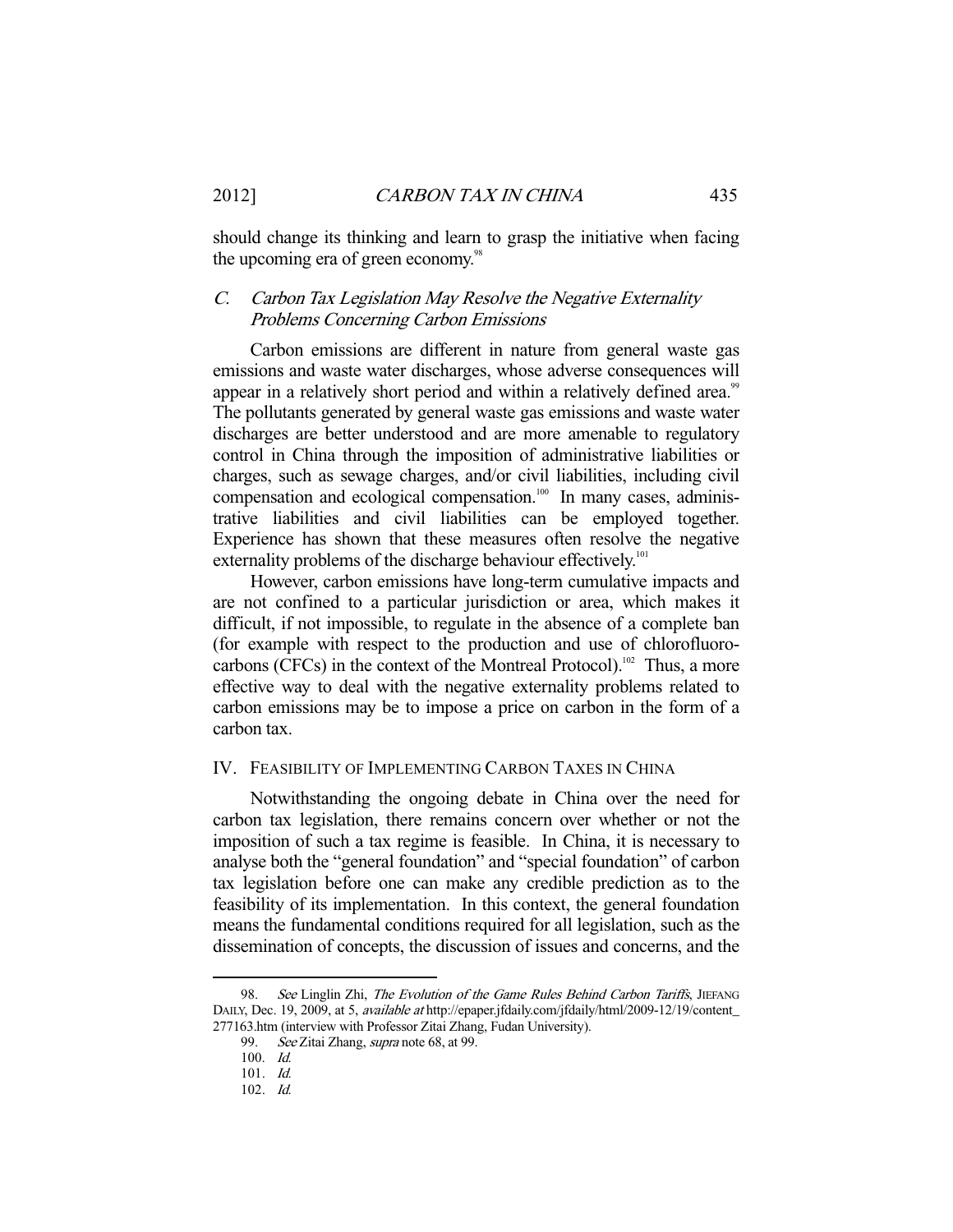should change its thinking and learn to grasp the initiative when facing the upcoming era of green economy.[98]

### C. *Carbon Tax Legislation May Resolve the Negative Externality Problems Concerning Carbon Emissions*

Carbon emissions are different in nature from general waste gas emissions and waste water discharges, whose adverse consequences will appear in a relatively short period and within a relatively defined area.[99] The pollutants generated by general waste gas emissions and waste water discharges are better understood and are more amenable to regulatory control in China through the imposition of administrative liabilities or charges, such as sewage charges, and/or civil liabilities, including civil compensation and ecological compensation.[100] In many cases, administrative liabilities and civil liabilities can be employed together. Experience has shown that these measures often resolve the negative externality problems of the discharge behaviour effectively.[101]

However, carbon emissions have long-term cumulative impacts and are not confined to a particular jurisdiction or area, which makes it difficult, if not impossible, to regulate in the absence of a complete ban (for example with respect to the production and use of chlorofluorocarbons (CFCs) in the context of the Montreal Protocol).[102] Thus, a more effective way to deal with the negative externality problems related to carbon emissions may be to impose a price on carbon in the form of a carbon tax.

## IV. Feasibility of Implementing Carbon Taxes in China

Notwithstanding the ongoing debate in China over the need for carbon tax legislation, there remains concern over whether or not the imposition of such a tax regime is feasible. In China, it is necessary to analyse both the "general foundation" and "special foundation" of carbon tax legislation before one can make any credible prediction as to the feasibility of its implementation. In this context, the general foundation means the fundamental conditions required for all legislation, such as the dissemination of concepts, the discussion of issues and concerns, and the

---

98. *See* Linglin Zhi, *The Evolution of the Game Rules Behind Carbon Tariffs*, JIEFANG DAILY, Dec. 19, 2009, at 5, *available at* http://epaper.jfdaily.com/jfdaily/html/2009-12/19/content_277163.htm (interview with Professor Zitai Zhang, Fudan University).

99. *See* Zitai Zhang, *supra* note 68, at 99.

100. *Id.*

101. *Id.*

102. *Id.*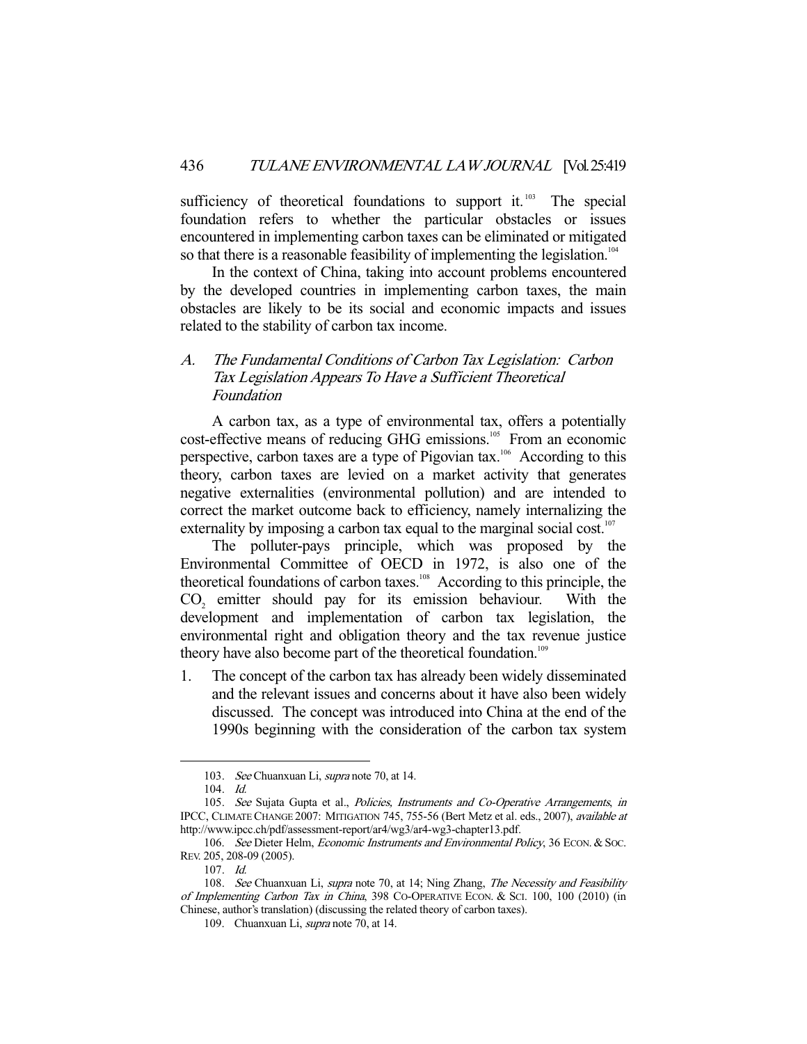sufficiency of theoretical foundations to support it.[103] The special foundation refers to whether the particular obstacles or issues encountered in implementing carbon taxes can be eliminated or mitigated so that there is a reasonable feasibility of implementing the legislation.[104]

In the context of China, taking into account problems encountered by the developed countries in implementing carbon taxes, the main obstacles are likely to be its social and economic impacts and issues related to the stability of carbon tax income.

### A. *The Fundamental Conditions of Carbon Tax Legislation: Carbon Tax Legislation Appears To Have a Sufficient Theoretical Foundation*

A carbon tax, as a type of environmental tax, offers a potentially cost-effective means of reducing GHG emissions.[105] From an economic perspective, carbon taxes are a type of Pigovian tax.[106] According to this theory, carbon taxes are levied on a market activity that generates negative externalities (environmental pollution) and are intended to correct the market outcome back to efficiency, namely internalizing the externality by imposing a carbon tax equal to the marginal social cost.[107]

The polluter-pays principle, which was proposed by the Environmental Committee of OECD in 1972, is also one of the theoretical foundations of carbon taxes.[108] According to this principle, the $CO_2$ emitter should pay for its emission behaviour. With the development and implementation of carbon tax legislation, the environmental right and obligation theory and the tax revenue justice theory have also become part of the theoretical foundation.[109]

1. The concept of the carbon tax has already been widely disseminated and the relevant issues and concerns about it have also been widely discussed. The concept was introduced into China at the end of the 1990s beginning with the consideration of the carbon tax system

---

103. *See* Chuanxuan Li, *supra* note 70, at 14.

104. *Id.*

105. *See* Sujata Gupta et al., *Policies, Instruments and Co-Operative Arrangements*, *in* IPCC, CLIMATE CHANGE 2007: MITIGATION 745, 755-56 (Bert Metz et al. eds., 2007), *available at* http://www.ipcc.ch/pdf/assessment-report/ar4/wg3/ar4-wg3-chapter13.pdf.

106. *See* Dieter Helm, *Economic Instruments and Environmental Policy*, 36 ECON. & SOC. REV. 205, 208-09 (2005).

107. *Id.*

108. *See* Chuanxuan Li, *supra* note 70, at 14; Ning Zhang, *The Necessity and Feasibility of Implementing Carbon Tax in China*, 398 CO-OPERATIVE ECON. & SCI. 100, 100 (2010) (in Chinese, author's translation) (discussing the related theory of carbon taxes).

109. Chuanxuan Li, *supra* note 70, at 14.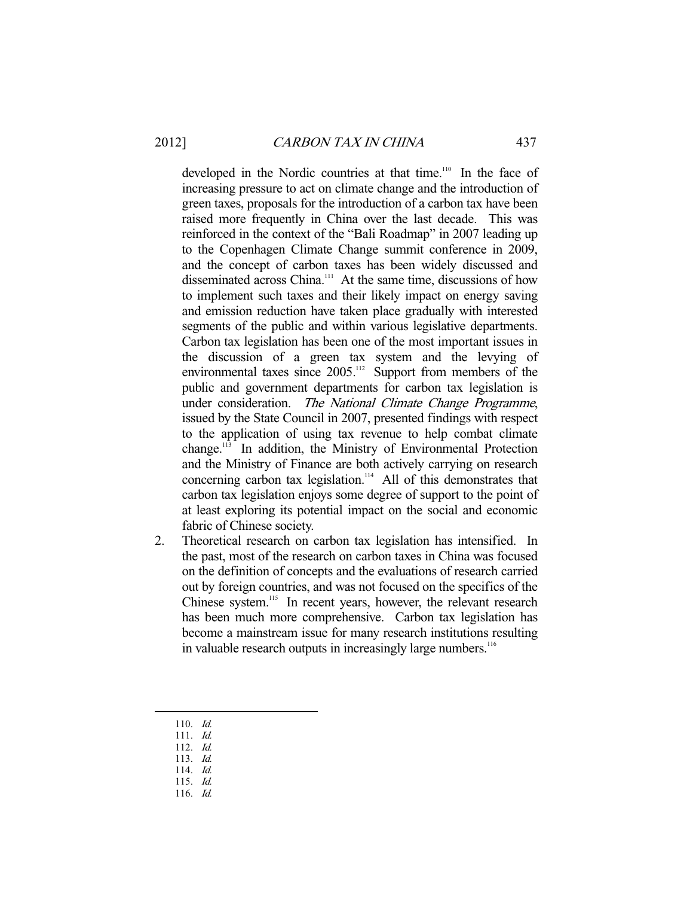developed in the Nordic countries at that time.[110] In the face of increasing pressure to act on climate change and the introduction of green taxes, proposals for the introduction of a carbon tax have been raised more frequently in China over the last decade. This was reinforced in the context of the "Bali Roadmap" in 2007 leading up to the Copenhagen Climate Change summit conference in 2009, and the concept of carbon taxes has been widely discussed and disseminated across China.[111] At the same time, discussions of how to implement such taxes and their likely impact on energy saving and emission reduction have taken place gradually with interested segments of the public and within various legislative departments. Carbon tax legislation has been one of the most important issues in the discussion of a green tax system and the levying of environmental taxes since 2005.[112] Support from members of the public and government departments for carbon tax legislation is under consideration. *The National Climate Change Programme*, issued by the State Council in 2007, presented findings with respect to the application of using tax revenue to help combat climate change.[113] In addition, the Ministry of Environmental Protection and the Ministry of Finance are both actively carrying on research concerning carbon tax legislation.[114] All of this demonstrates that carbon tax legislation enjoys some degree of support to the point of at least exploring its potential impact on the social and economic fabric of Chinese society.

2. Theoretical research on carbon tax legislation has intensified. In the past, most of the research on carbon taxes in China was focused on the definition of concepts and the evaluations of research carried out by foreign countries, and was not focused on the specifics of the Chinese system.[115] In recent years, however, the relevant research has been much more comprehensive. Carbon tax legislation has become a mainstream issue for many research institutions resulting in valuable research outputs in increasingly large numbers.[116]

---

110. *Id.*
111. *Id.*
112. *Id.*
113. *Id.*
114. *Id.*
115. *Id.*
116. *Id.*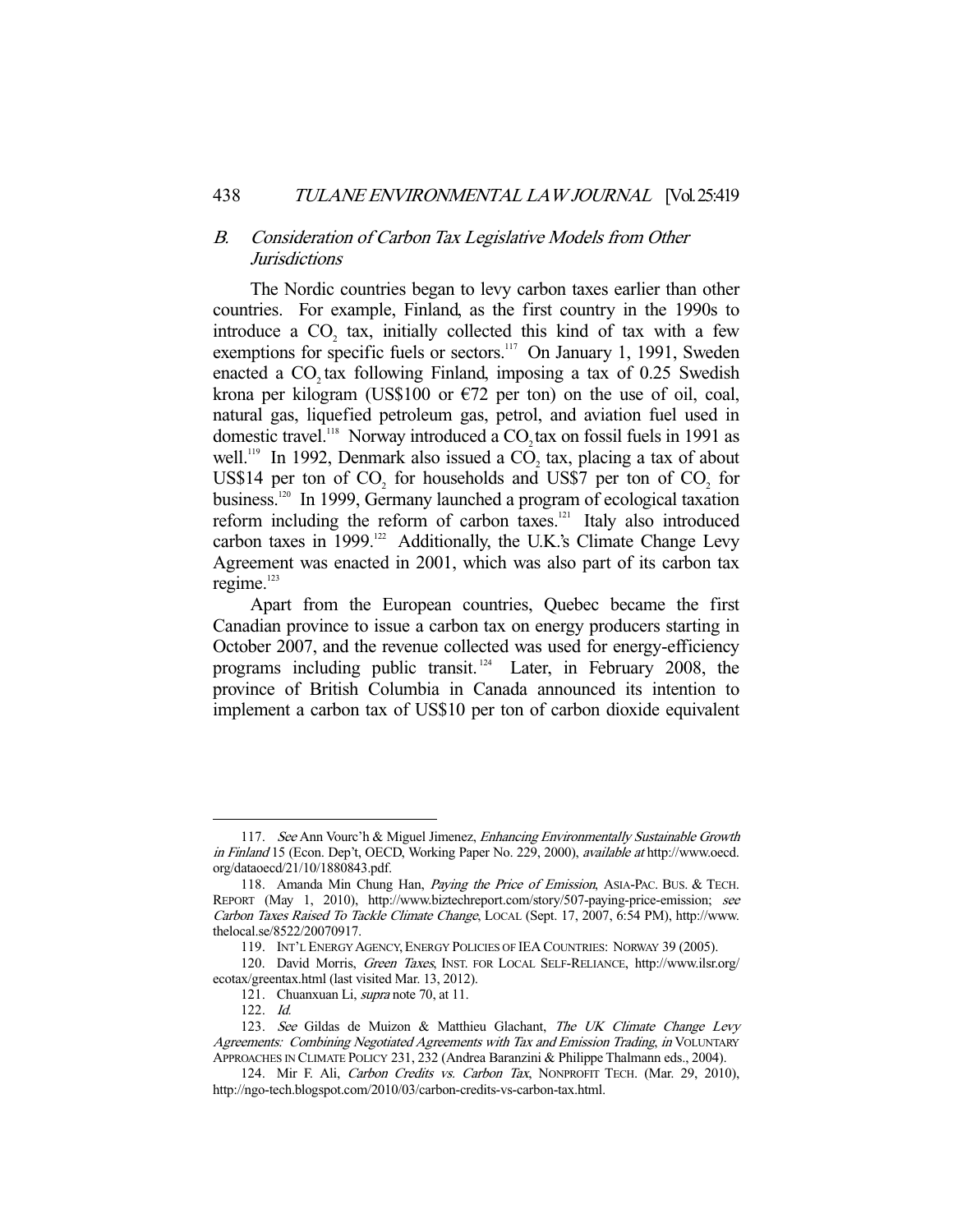### B. *Consideration of Carbon Tax Legislative Models from Other Jurisdictions*

The Nordic countries began to levy carbon taxes earlier than other countries. For example, Finland, as the first country in the 1990s to introduce a $CO_2$ tax, initially collected this kind of tax with a few exemptions for specific fuels or sectors.[117] On January 1, 1991, Sweden enacted a $CO_2$ tax following Finland, imposing a tax of 0.25 Swedish krona per kilogram (US$100 or €72 per ton) on the use of oil, coal, natural gas, liquefied petroleum gas, petrol, and aviation fuel used in domestic travel.[118] Norway introduced a $CO_2$ tax on fossil fuels in 1991 as well.[119] In 1992, Denmark also issued a $CO_2$ tax, placing a tax of about US$14 per ton of $CO_2$ for households and US$7 per ton of $CO_2$ for business.[120] In 1999, Germany launched a program of ecological taxation reform including the reform of carbon taxes.[121] Italy also introduced carbon taxes in 1999.[122] Additionally, the U.K.'s Climate Change Levy Agreement was enacted in 2001, which was also part of its carbon tax regime.[123]

Apart from the European countries, Quebec became the first Canadian province to issue a carbon tax on energy producers starting in October 2007, and the revenue collected was used for energy-efficiency programs including public transit.[124] Later, in February 2008, the province of British Columbia in Canada announced its intention to implement a carbon tax of US$10 per ton of carbon dioxide equivalent

---

117. *See* Ann Vourc'h & Miguel Jimenez, *Enhancing Environmentally Sustainable Growth in Finland* 15 (Econ. Dep't, OECD, Working Paper No. 229, 2000), *available at* http://www.oecd.org/dataoecd/21/10/1880843.pdf.

118. Amanda Min Chung Han, *Paying the Price of Emission*, ASIA-PAC. BUS. & TECH. REPORT (May 1, 2010), http://www.biztechreport.com/story/507-paying-price-emission; *see Carbon Taxes Raised To Tackle Climate Change*, LOCAL (Sept. 17, 2007, 6:54 PM), http://www.thelocal.se/8522/20070917.

119. INT'L ENERGY AGENCY, ENERGY POLICIES OF IEA COUNTRIES: NORWAY 39 (2005).

120. David Morris, *Green Taxes*, INST. FOR LOCAL SELF-RELIANCE, http://www.ilsr.org/ecotax/greentax.html (last visited Mar. 13, 2012).

121. Chuanxuan Li, *supra* note 70, at 11.

122. *Id.*

123. *See* Gildas de Muizon & Matthieu Glachant, *The UK Climate Change Levy Agreements: Combining Negotiated Agreements with Tax and Emission Trading*, *in* VOLUNTARY APPROACHES IN CLIMATE POLICY 231, 232 (Andrea Baranzini & Philippe Thalmann eds., 2004).

124. Mir F. Ali, *Carbon Credits vs. Carbon Tax*, NONPROFIT TECH. (Mar. 29, 2010), http://ngo-tech.blogspot.com/2010/03/carbon-credits-vs-carbon-tax.html.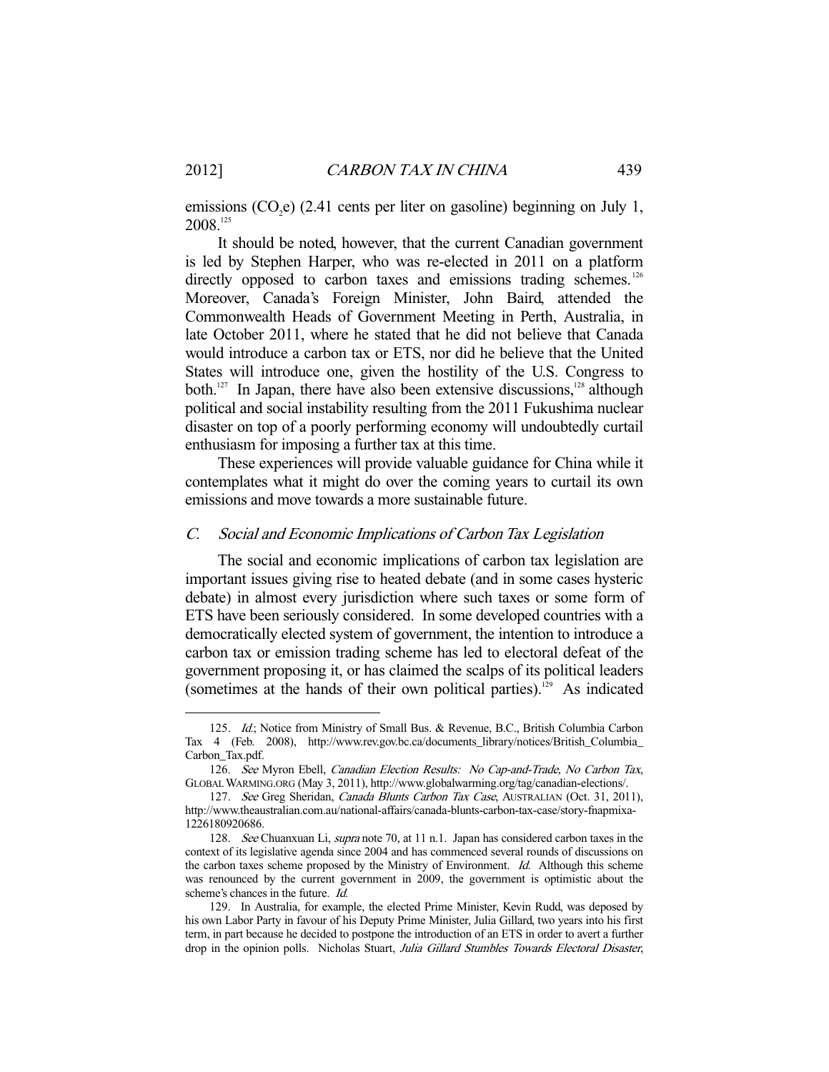emissions ($CO_2e$) (2.41 cents per liter on gasoline) beginning on July 1, 2008.[125]

It should be noted, however, that the current Canadian government is led by Stephen Harper, who was re-elected in 2011 on a platform directly opposed to carbon taxes and emissions trading schemes.[126] Moreover, Canada's Foreign Minister, John Baird, attended the Commonwealth Heads of Government Meeting in Perth, Australia, in late October 2011, where he stated that he did not believe that Canada would introduce a carbon tax or ETS, nor did he believe that the United States will introduce one, given the hostility of the U.S. Congress to both.[127] In Japan, there have also been extensive discussions,[128] although political and social instability resulting from the 2011 Fukushima nuclear disaster on top of a poorly performing economy will undoubtedly curtail enthusiasm for imposing a further tax at this time.

These experiences will provide valuable guidance for China while it contemplates what it might do over the coming years to curtail its own emissions and move towards a more sustainable future.

## C. *Social and Economic Implications of Carbon Tax Legislation*

The social and economic implications of carbon tax legislation are important issues giving rise to heated debate (and in some cases hysteric debate) in almost every jurisdiction where such taxes or some form of ETS have been seriously considered. In some developed countries with a democratically elected system of government, the intention to introduce a carbon tax or emission trading scheme has led to electoral defeat of the government proposing it, or has claimed the scalps of its political leaders (sometimes at the hands of their own political parties).[129] As indicated

---

125. *Id.*; Notice from Ministry of Small Bus. & Revenue, B.C., British Columbia Carbon Tax 4 (Feb. 2008), http://www.rev.gov.bc.ca/documents_library/notices/British_Columbia_Carbon_Tax.pdf.

126. *See* Myron Ebell, *Canadian Election Results: No Cap-and-Trade, No Carbon Tax*, GLOBAL WARMING.ORG (May 3, 2011), http://www.globalwarming.org/tag/canadian-elections/.

127. *See* Greg Sheridan, *Canada Blunts Carbon Tax Case*, AUSTRALIAN (Oct. 31, 2011), http://www.theaustralian.com.au/national-affairs/canada-blunts-carbon-tax-case/story-fnapmixa-1226180920686.

128. *See* Chuanxuan Li, *supra* note 70, at 11 n.1. Japan has considered carbon taxes in the context of its legislative agenda since 2004 and has commenced several rounds of discussions on the carbon taxes scheme proposed by the Ministry of Environment. *Id.* Although this scheme was renounced by the current government in 2009, the government is optimistic about the scheme's chances in the future. *Id.*

129. In Australia, for example, the elected Prime Minister, Kevin Rudd, was deposed by his own Labor Party in favour of his Deputy Prime Minister, Julia Gillard, two years into his first term, in part because he decided to postpone the introduction of an ETS in order to avert a further drop in the opinion polls. Nicholas Stuart, *Julia Gillard Stumbles Towards Electoral Disaster*,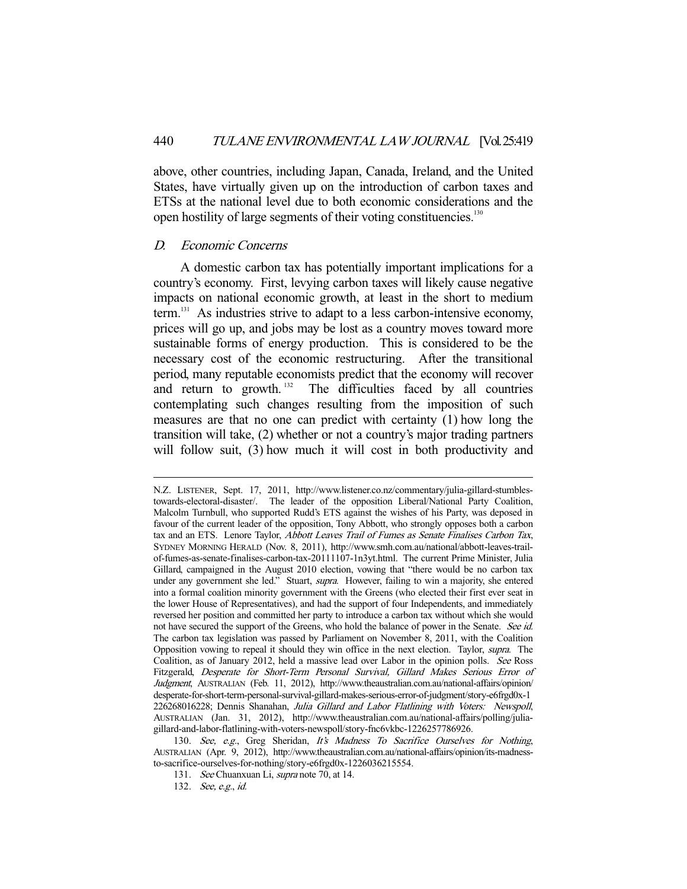above, other countries, including Japan, Canada, Ireland, and the United States, have virtually given up on the introduction of carbon taxes and ETSs at the national level due to both economic considerations and the open hostility of large segments of their voting constituencies.[130]

### *D. Economic Concerns*

A domestic carbon tax has potentially important implications for a country's economy. First, levying carbon taxes will likely cause negative impacts on national economic growth, at least in the short to medium term.[131] As industries strive to adapt to a less carbon-intensive economy, prices will go up, and jobs may be lost as a country moves toward more sustainable forms of energy production. This is considered to be the necessary cost of the economic restructuring. After the transitional period, many reputable economists predict that the economy will recover and return to growth.[132] The difficulties faced by all countries contemplating such changes resulting from the imposition of such measures are that no one can predict with certainty (1) how long the transition will take, (2) whether or not a country's major trading partners will follow suit, (3) how much it will cost in both productivity and

---

N.Z. LISTENER, Sept. 17, 2011, http://www.listener.co.nz/commentary/julia-gillard-stumbles-towards-electoral-disaster/. The leader of the opposition Liberal/National Party Coalition, Malcolm Turnbull, who supported Rudd's ETS against the wishes of his Party, was deposed in favour of the current leader of the opposition, Tony Abbott, who strongly opposes both a carbon tax and an ETS. Lenore Taylor, *Abbott Leaves Trail of Fumes as Senate Finalises Carbon Tax*, SYDNEY MORNING HERALD (Nov. 8, 2011), http://www.smh.com.au/national/abbott-leaves-trail-of-fumes-as-senate-finalises-carbon-tax-20111107-1n3yt.html. The current Prime Minister, Julia Gillard, campaigned in the August 2010 election, vowing that "there would be no carbon tax under any government she led." Stuart, *supra*. However, failing to win a majority, she entered into a formal coalition minority government with the Greens (who elected their first ever seat in the lower House of Representatives), and had the support of four Independents, and immediately reversed her position and committed her party to introduce a carbon tax without which she would not have secured the support of the Greens, who hold the balance of power in the Senate. *See id.* The carbon tax legislation was passed by Parliament on November 8, 2011, with the Coalition Opposition vowing to repeal it should they win office in the next election. Taylor, *supra*. The Coalition, as of January 2012, held a massive lead over Labor in the opinion polls. *See* Ross Fitzgerald, *Desperate for Short-Term Personal Survival, Gillard Makes Serious Error of Judgment*, AUSTRALIAN (Feb. 11, 2012), http://www.theaustralian.com.au/national-affairs/opinion/desperate-for-short-term-personal-survival-gillard-makes-serious-error-of-judgment/story-e6frgd0x-1226268016228; Dennis Shanahan, *Julia Gillard and Labor Flatlining with Voters: Newspoll*, AUSTRALIAN (Jan. 31, 2012), http://www.theaustralian.com.au/national-affairs/polling/julia-gillard-and-labor-flatlining-with-voters-newspoll/story-fnc6vkbc-1226257786926.

130. *See, e.g.*, Greg Sheridan, *It's Madness To Sacrifice Ourselves for Nothing*, AUSTRALIAN (Apr. 9, 2012), http://www.theaustralian.com.au/national-affairs/opinion/its-madness-to-sacrifice-ourselves-for-nothing/story-e6frgd0x-1226036215554.

131. *See* Chuanxuan Li, *supra* note 70, at 14.

132. *See, e.g.*, *id.*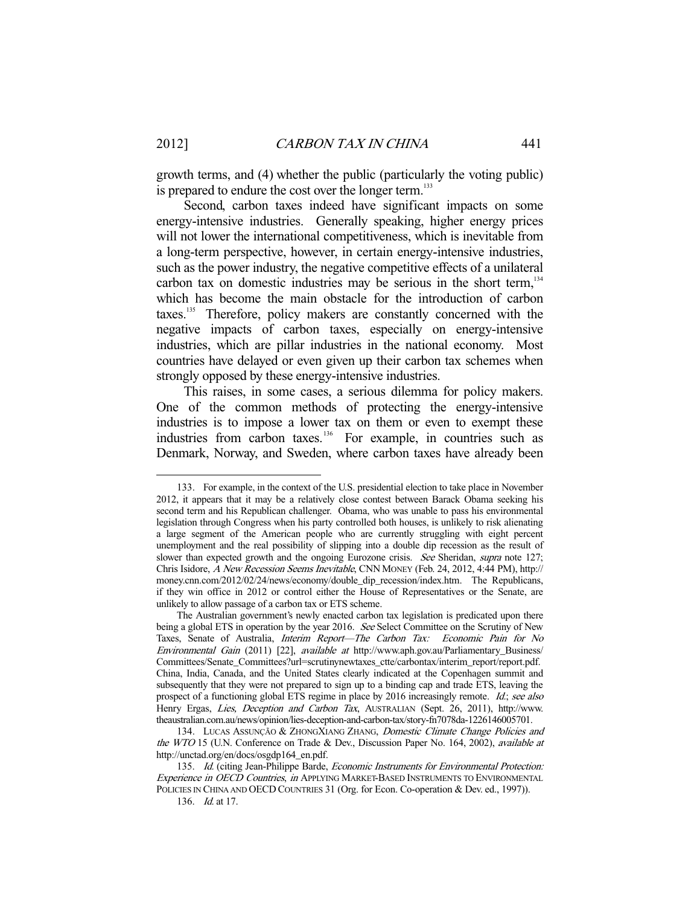growth terms, and (4) whether the public (particularly the voting public) is prepared to endure the cost over the longer term.[133]

Second, carbon taxes indeed have significant impacts on some energy-intensive industries. Generally speaking, higher energy prices will not lower the international competitiveness, which is inevitable from a long-term perspective, however, in certain energy-intensive industries, such as the power industry, the negative competitive effects of a unilateral carbon tax on domestic industries may be serious in the short term,[134] which has become the main obstacle for the introduction of carbon taxes.[135] Therefore, policy makers are constantly concerned with the negative impacts of carbon taxes, especially on energy-intensive industries, which are pillar industries in the national economy. Most countries have delayed or even given up their carbon tax schemes when strongly opposed by these energy-intensive industries.

This raises, in some cases, a serious dilemma for policy makers. One of the common methods of protecting the energy-intensive industries is to impose a lower tax on them or even to exempt these industries from carbon taxes.[136] For example, in countries such as Denmark, Norway, and Sweden, where carbon taxes have already been

---

133. For example, in the context of the U.S. presidential election to take place in November 2012, it appears that it may be a relatively close contest between Barack Obama seeking his second term and his Republican challenger. Obama, who was unable to pass his environmental legislation through Congress when his party controlled both houses, is unlikely to risk alienating a large segment of the American people who are currently struggling with eight percent unemployment and the real possibility of slipping into a double dip recession as the result of slower than expected growth and the ongoing Eurozone crisis. *See* Sheridan, *supra* note 127; Chris Isidore, *A New Recession Seems Inevitable*, CNN MONEY (Feb. 24, 2012, 4:44 PM), http://money.cnn.com/2012/02/24/news/economy/double_dip_recession/index.htm. The Republicans, if they win office in 2012 or control either the House of Representatives or the Senate, are unlikely to allow passage of a carbon tax or ETS scheme.

The Australian government's newly enacted carbon tax legislation is predicated upon there being a global ETS in operation by the year 2016. *See* Select Committee on the Scrutiny of New Taxes, Senate of Australia, *Interim Report—The Carbon Tax: Economic Pain for No Environmental Gain* (2011) [22], *available at* http://www.aph.gov.au/Parliamentary_Business/Committees/Senate_Committees?url=scrutinynewtaxes_ctte/carbontax/interim_report/report.pdf. China, India, Canada, and the United States clearly indicated at the Copenhagen summit and subsequently that they were not prepared to sign up to a binding cap and trade ETS, leaving the prospect of a functioning global ETS regime in place by 2016 increasingly remote. *Id.*; *see also* Henry Ergas, *Lies, Deception and Carbon Tax*, AUSTRALIAN (Sept. 26, 2011), http://www.theaustralian.com.au/news/opinion/lies-deception-and-carbon-tax/story-fn7078da-1226146005701.

134. LUCAS ASSUNÇÃO & ZHONGXIANG ZHANG, *Domestic Climate Change Policies and the WTO* 15 (U.N. Conference on Trade & Dev., Discussion Paper No. 164, 2002), *available at* http://unctad.org/en/docs/osgdp164_en.pdf.

135. *Id.* (citing Jean-Philippe Barde, *Economic Instruments for Environmental Protection: Experience in OECD Countries*, *in* APPLYING MARKET-BASED INSTRUMENTS TO ENVIRONMENTAL POLICIES IN CHINA AND OECD COUNTRIES 31 (Org. for Econ. Co-operation & Dev. ed., 1997)).

136. *Id.* at 17.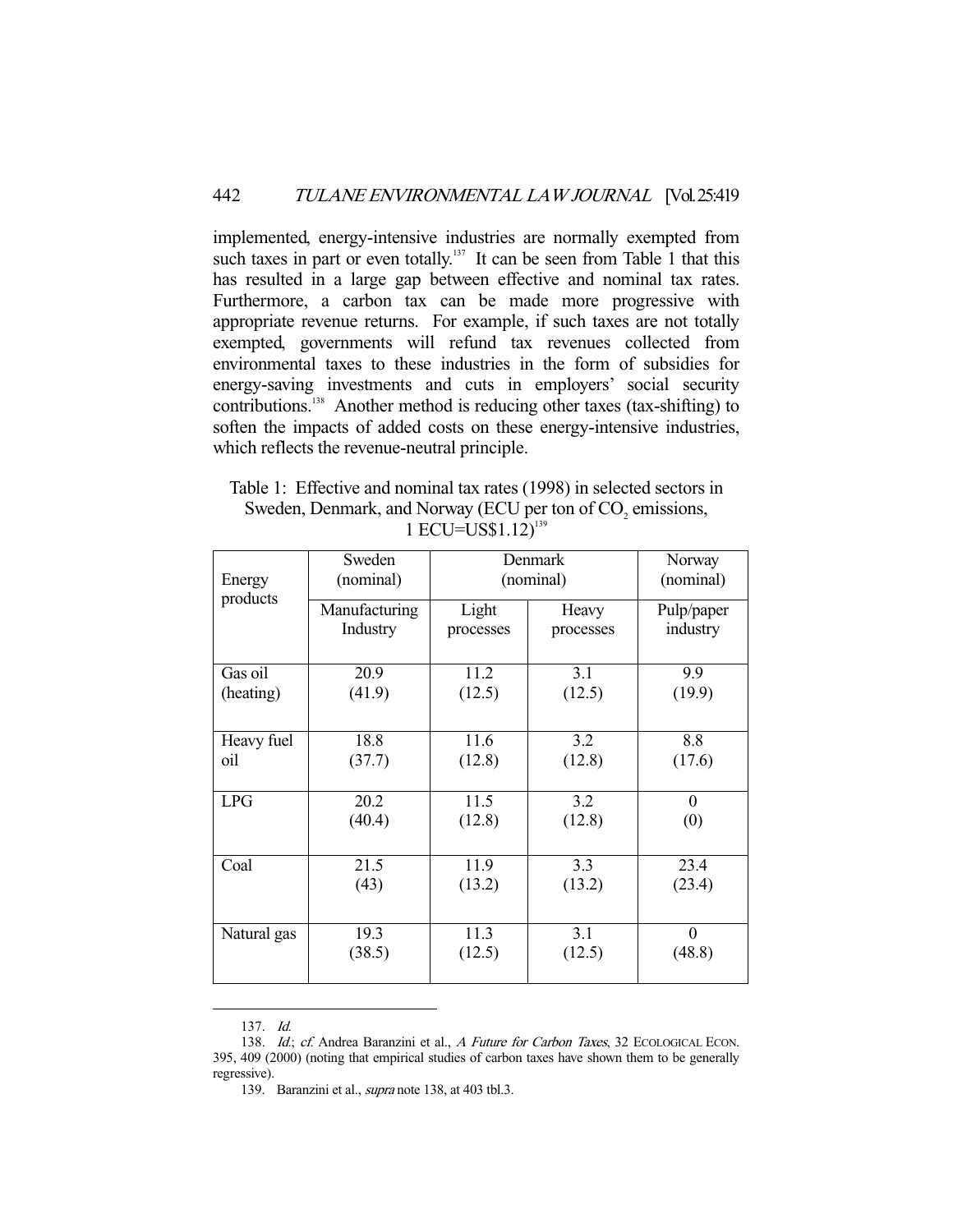implemented, energy-intensive industries are normally exempted from such taxes in part or even totally.[137] It can be seen from Table 1 that this has resulted in a large gap between effective and nominal tax rates. Furthermore, a carbon tax can be made more progressive with appropriate revenue returns. For example, if such taxes are not totally exempted, governments will refund tax revenues collected from environmental taxes to these industries in the form of subsidies for energy-saving investments and cuts in employers' social security contributions.[138] Another method is reducing other taxes (tax-shifting) to soften the impacts of added costs on these energy-intensive industries, which reflects the revenue-neutral principle.

Table 1: Effective and nominal tax rates (1998) in selected sectors in Sweden, Denmark, and Norway (ECU per ton of $CO_2$ emissions, 1 ECU=US$1.12)[139]

| Energy products | Sweden (nominal) | Denmark (nominal) | | Norway (nominal) |
|---|---|---|---|---|
| | Manufacturing Industry | Light processes | Heavy processes | Pulp/paper industry |
| Gas oil (heating) | 20.9 (41.9) | 11.2 (12.5) | 3.1 (12.5) | 9.9 (19.9) |
| Heavy fuel oil | 18.8 (37.7) | 11.6 (12.8) | 3.2 (12.8) | 8.8 (17.6) |
| LPG | 20.2 (40.4) | 11.5 (12.8) | 3.2 (12.8) | 0 (0) |
| Coal | 21.5 (43) | 11.9 (13.2) | 3.3 (13.2) | 23.4 (23.4) |
| Natural gas | 19.3 (38.5) | 11.3 (12.5) | 3.1 (12.5) | 0 (48.8) |

---

137. *Id.*

138. *Id.*; *cf.* Andrea Baranzini et al., *A Future for Carbon Taxes*, 32 ECOLOGICAL ECON. 395, 409 (2000) (noting that empirical studies of carbon taxes have shown them to be generally regressive).

139. Baranzini et al., *supra* note 138, at 403 tbl.3.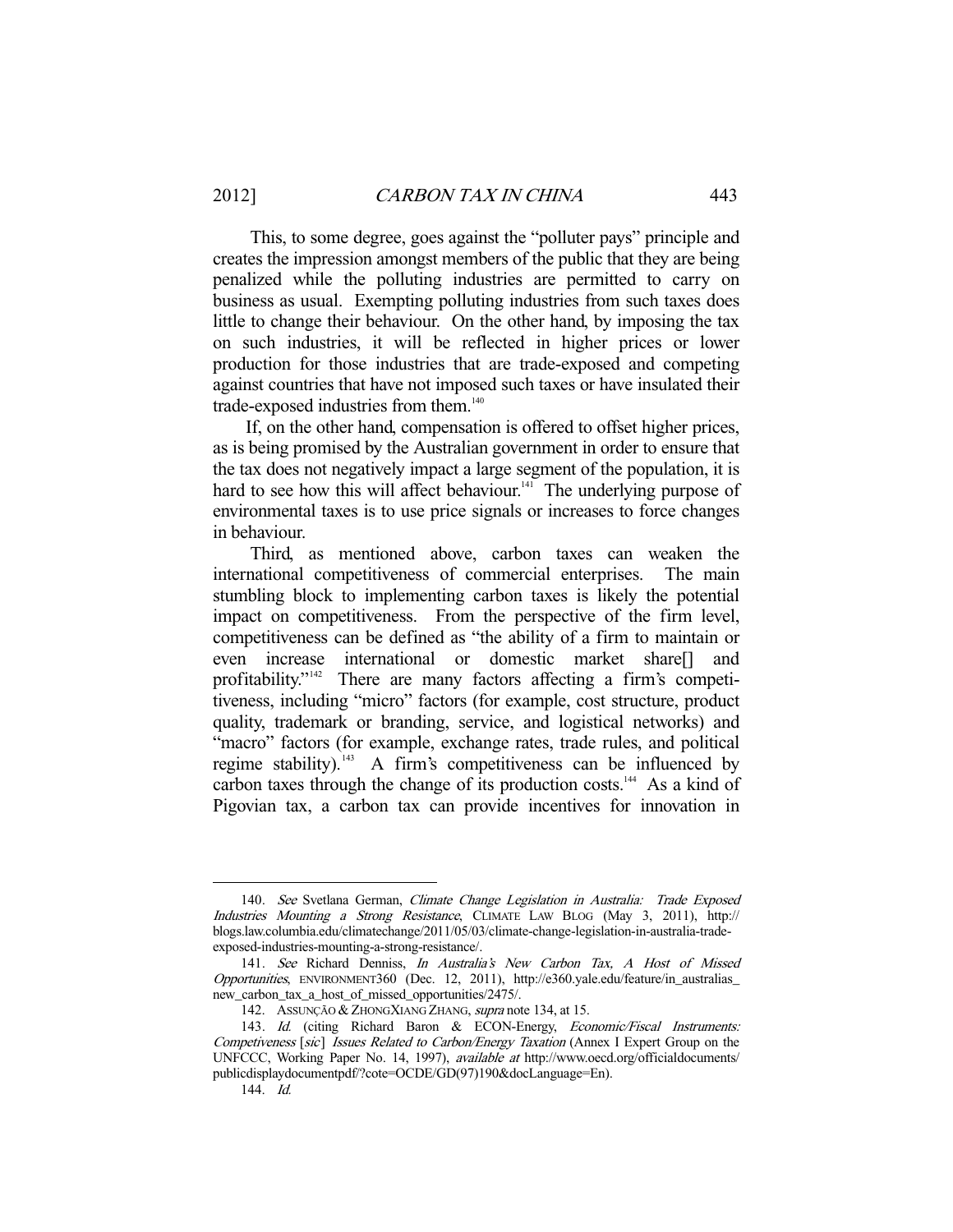This, to some degree, goes against the "polluter pays" principle and creates the impression amongst members of the public that they are being penalized while the polluting industries are permitted to carry on business as usual. Exempting polluting industries from such taxes does little to change their behaviour. On the other hand, by imposing the tax on such industries, it will be reflected in higher prices or lower production for those industries that are trade-exposed and competing against countries that have not imposed such taxes or have insulated their trade-exposed industries from them.[140]

If, on the other hand, compensation is offered to offset higher prices, as is being promised by the Australian government in order to ensure that the tax does not negatively impact a large segment of the population, it is hard to see how this will affect behaviour.[141] The underlying purpose of environmental taxes is to use price signals or increases to force changes in behaviour.

Third, as mentioned above, carbon taxes can weaken the international competitiveness of commercial enterprises. The main stumbling block to implementing carbon taxes is likely the potential impact on competitiveness. From the perspective of the firm level, competitiveness can be defined as "the ability of a firm to maintain or even increase international or domestic market share[] and profitability."[142] There are many factors affecting a firm's competitiveness, including "micro" factors (for example, cost structure, product quality, trademark or branding, service, and logistical networks) and "macro" factors (for example, exchange rates, trade rules, and political regime stability).[143] A firm's competitiveness can be influenced by carbon taxes through the change of its production costs.[144] As a kind of Pigovian tax, a carbon tax can provide incentives for innovation in

---

140. *See* Svetlana German, *Climate Change Legislation in Australia: Trade Exposed Industries Mounting a Strong Resistance*, CLIMATE LAW BLOG (May 3, 2011), http://blogs.law.columbia.edu/climatechange/2011/05/03/climate-change-legislation-in-australia-trade-exposed-industries-mounting-a-strong-resistance/.

141. *See* Richard Denniss, *In Australia's New Carbon Tax, A Host of Missed Opportunities*, ENVIRONMENT360 (Dec. 12, 2011), http://e360.yale.edu/feature/in_australias_new_carbon_tax_a_host_of_missed_opportunities/2475/.

142. ASSUNÇÃO & ZHONGXIANG ZHANG, *supra* note 134, at 15.

143. *Id.* (citing Richard Baron & ECON-Energy, *Economic/Fiscal Instruments: Competiveness* [*sic*] *Issues Related to Carbon/Energy Taxation* (Annex I Expert Group on the UNFCCC, Working Paper No. 14, 1997), *available at* http://www.oecd.org/officialdocuments/publicdisplaydocumentpdf/?cote=OCDE/GD(97)190&docLanguage=En).

144. *Id.*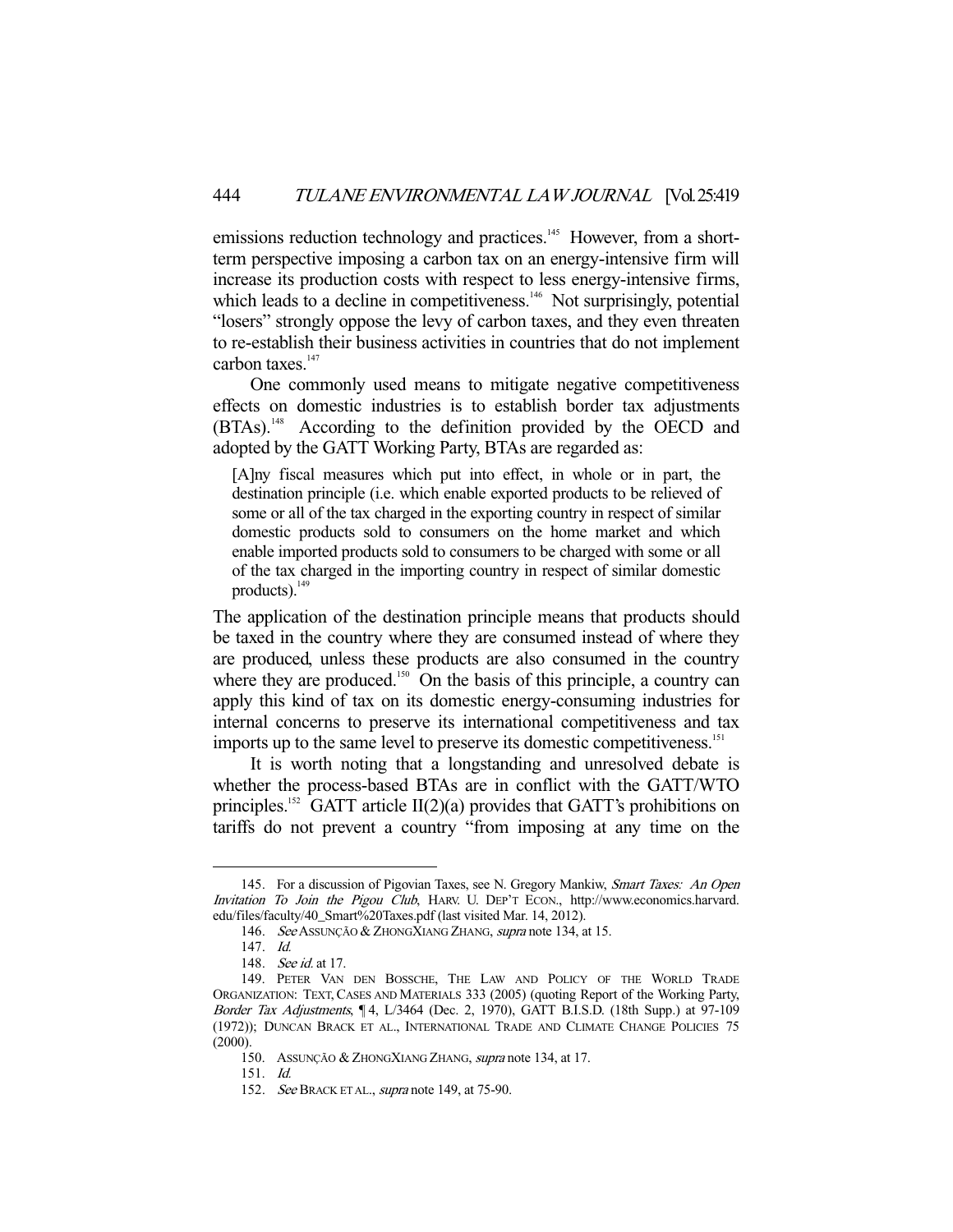emissions reduction technology and practices.[145] However, from a short-term perspective imposing a carbon tax on an energy-intensive firm will increase its production costs with respect to less energy-intensive firms, which leads to a decline in competitiveness.[146] Not surprisingly, potential "losers" strongly oppose the levy of carbon taxes, and they even threaten to re-establish their business activities in countries that do not implement carbon taxes.[147]

One commonly used means to mitigate negative competitiveness effects on domestic industries is to establish border tax adjustments (BTAs).[148] According to the definition provided by the OECD and adopted by the GATT Working Party, BTAs are regarded as:

> [A]ny fiscal measures which put into effect, in whole or in part, the destination principle (i.e. which enable exported products to be relieved of some or all of the tax charged in the exporting country in respect of similar domestic products sold to consumers on the home market and which enable imported products sold to consumers to be charged with some or all of the tax charged in the importing country in respect of similar domestic products).[149]

The application of the destination principle means that products should be taxed in the country where they are consumed instead of where they are produced, unless these products are also consumed in the country where they are produced.[150] On the basis of this principle, a country can apply this kind of tax on its domestic energy-consuming industries for internal concerns to preserve its international competitiveness and tax imports up to the same level to preserve its domestic competitiveness.[151]

It is worth noting that a longstanding and unresolved debate is whether the process-based BTAs are in conflict with the GATT/WTO principles.[152] GATT article II(2)(a) provides that GATT's prohibitions on tariffs do not prevent a country "from imposing at any time on the

---

145. For a discussion of Pigovian Taxes, see N. Gregory Mankiw, *Smart Taxes: An Open Invitation To Join the Pigou Club*, HARV. U. DEP'T ECON., http://www.economics.harvard.edu/files/faculty/40_Smart%20Taxes.pdf (last visited Mar. 14, 2012).

146. *See* ASSUNÇÃO & ZHONGXIANG ZHANG, *supra* note 134, at 15.

147. *Id.*

148. *See id.* at 17.

149. PETER VAN DEN BOSSCHE, THE LAW AND POLICY OF THE WORLD TRADE ORGANIZATION: TEXT, CASES AND MATERIALS 333 (2005) (quoting Report of the Working Party, *Border Tax Adjustments*, ¶ 4, L/3464 (Dec. 2, 1970), GATT B.I.S.D. (18th Supp.) at 97-109 (1972)); DUNCAN BRACK ET AL., INTERNATIONAL TRADE AND CLIMATE CHANGE POLICIES 75 (2000).

150. ASSUNÇÃO & ZHONGXIANG ZHANG, *supra* note 134, at 17.

151. *Id.*

152. *See* BRACK ET AL., *supra* note 149, at 75-90.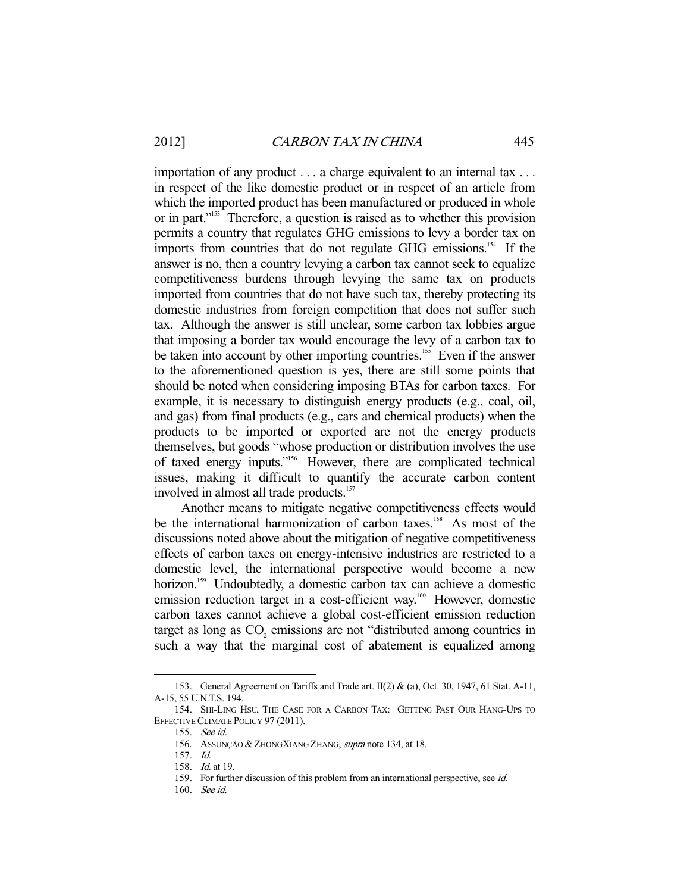importation of any product . . . a charge equivalent to an internal tax . . . in respect of the like domestic product or in respect of an article from which the imported product has been manufactured or produced in whole or in part."[153] Therefore, a question is raised as to whether this provision permits a country that regulates GHG emissions to levy a border tax on imports from countries that do not regulate GHG emissions.[154] If the answer is no, then a country levying a carbon tax cannot seek to equalize competitiveness burdens through levying the same tax on products imported from countries that do not have such tax, thereby protecting its domestic industries from foreign competition that does not suffer such tax. Although the answer is still unclear, some carbon tax lobbies argue that imposing a border tax would encourage the levy of a carbon tax to be taken into account by other importing countries.[155] Even if the answer to the aforementioned question is yes, there are still some points that should be noted when considering imposing BTAs for carbon taxes. For example, it is necessary to distinguish energy products (e.g., coal, oil, and gas) from final products (e.g., cars and chemical products) when the products to be imported or exported are not the energy products themselves, but goods "whose production or distribution involves the use of taxed energy inputs."[156] However, there are complicated technical issues, making it difficult to quantify the accurate carbon content involved in almost all trade products.[157]

Another means to mitigate negative competitiveness effects would be the international harmonization of carbon taxes.[158] As most of the discussions noted above about the mitigation of negative competitiveness effects of carbon taxes on energy-intensive industries are restricted to a domestic level, the international perspective would become a new horizon.[159] Undoubtedly, a domestic carbon tax can achieve a domestic emission reduction target in a cost-efficient way.[160] However, domestic carbon taxes cannot achieve a global cost-efficient emission reduction target as long as $CO_2$ emissions are not "distributed among countries in such a way that the marginal cost of abatement is equalized among

---

153. General Agreement on Tariffs and Trade art. II(2) & (a), Oct. 30, 1947, 61 Stat. A-11, A-15, 55 U.N.T.S. 194.

154. SHI-LING HSU, THE CASE FOR A CARBON TAX: GETTING PAST OUR HANG-UPS TO EFFECTIVE CLIMATE POLICY 97 (2011).

155. *See id.*

156. ASSUNÇÃO & ZHONGXIANG ZHANG, *supra* note 134, at 18.

157. *Id.*

158. *Id.* at 19.

159. For further discussion of this problem from an international perspective, see *id.*

160. *See id.*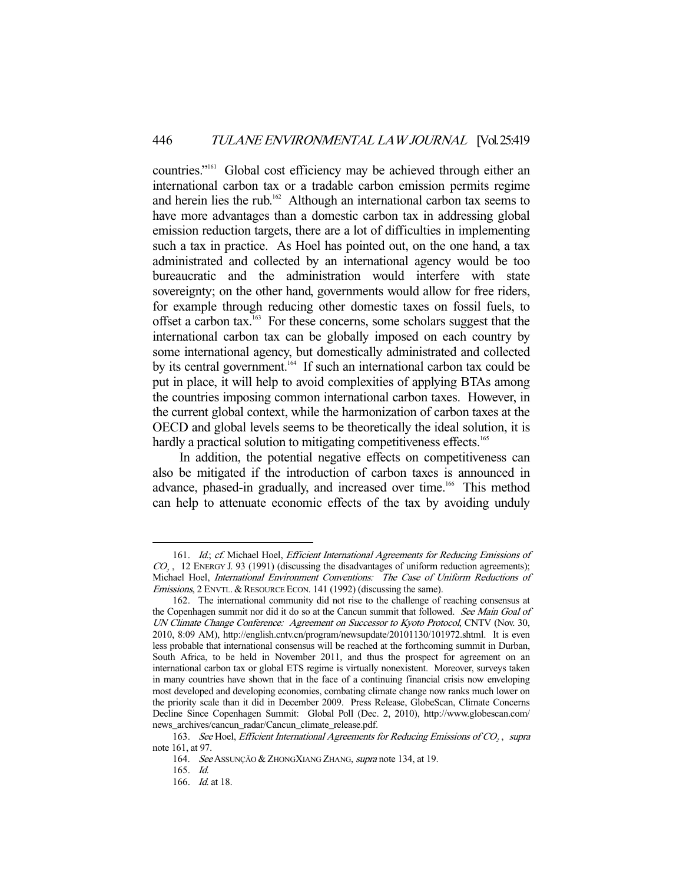countries."[161] Global cost efficiency may be achieved through either an international carbon tax or a tradable carbon emission permits regime and herein lies the rub.[162] Although an international carbon tax seems to have more advantages than a domestic carbon tax in addressing global emission reduction targets, there are a lot of difficulties in implementing such a tax in practice. As Hoel has pointed out, on the one hand, a tax administrated and collected by an international agency would be too bureaucratic and the administration would interfere with state sovereignty; on the other hand, governments would allow for free riders, for example through reducing other domestic taxes on fossil fuels, to offset a carbon tax.[163] For these concerns, some scholars suggest that the international carbon tax can be globally imposed on each country by some international agency, but domestically administrated and collected by its central government.[164] If such an international carbon tax could be put in place, it will help to avoid complexities of applying BTAs among the countries imposing common international carbon taxes. However, in the current global context, while the harmonization of carbon taxes at the OECD and global levels seems to be theoretically the ideal solution, it is hardly a practical solution to mitigating competitiveness effects.[165]

In addition, the potential negative effects on competitiveness can also be mitigated if the introduction of carbon taxes is announced in advance, phased-in gradually, and increased over time.[166] This method can help to attenuate economic effects of the tax by avoiding unduly

---

161. *Id.*; *cf.* Michael Hoel, *Efficient International Agreements for Reducing Emissions of $CO_2$*, 12 ENERGY J. 93 (1991) (discussing the disadvantages of uniform reduction agreements); Michael Hoel, *International Environment Conventions: The Case of Uniform Reductions of Emissions*, 2 ENVTL. & RESOURCE ECON. 141 (1992) (discussing the same).

162. The international community did not rise to the challenge of reaching consensus at the Copenhagen summit nor did it do so at the Cancun summit that followed. *See Main Goal of UN Climate Change Conference: Agreement on Successor to Kyoto Protocol*, CNTV (Nov. 30, 2010, 8:09 AM), http://english.cntv.cn/program/newsupdate/20101130/101972.shtml. It is even less probable that international consensus will be reached at the forthcoming summit in Durban, South Africa, to be held in November 2011, and thus the prospect for agreement on an international carbon tax or global ETS regime is virtually nonexistent. Moreover, surveys taken in many countries have shown that in the face of a continuing financial crisis now enveloping most developed and developing economies, combating climate change now ranks much lower on the priority scale than it did in December 2009. Press Release, GlobeScan, Climate Concerns Decline Since Copenhagen Summit: Global Poll (Dec. 2, 2010), http://www.globescan.com/news_archives/cancun_radar/Cancun_climate_release.pdf.

163. *See* Hoel, *Efficient International Agreements for Reducing Emissions of $CO_2$*, *supra* note 161, at 97.

164. *See* ASSUNÇÃO & ZHONGXIANG ZHANG, *supra* note 134, at 19.

165. *Id.*

166. *Id.* at 18.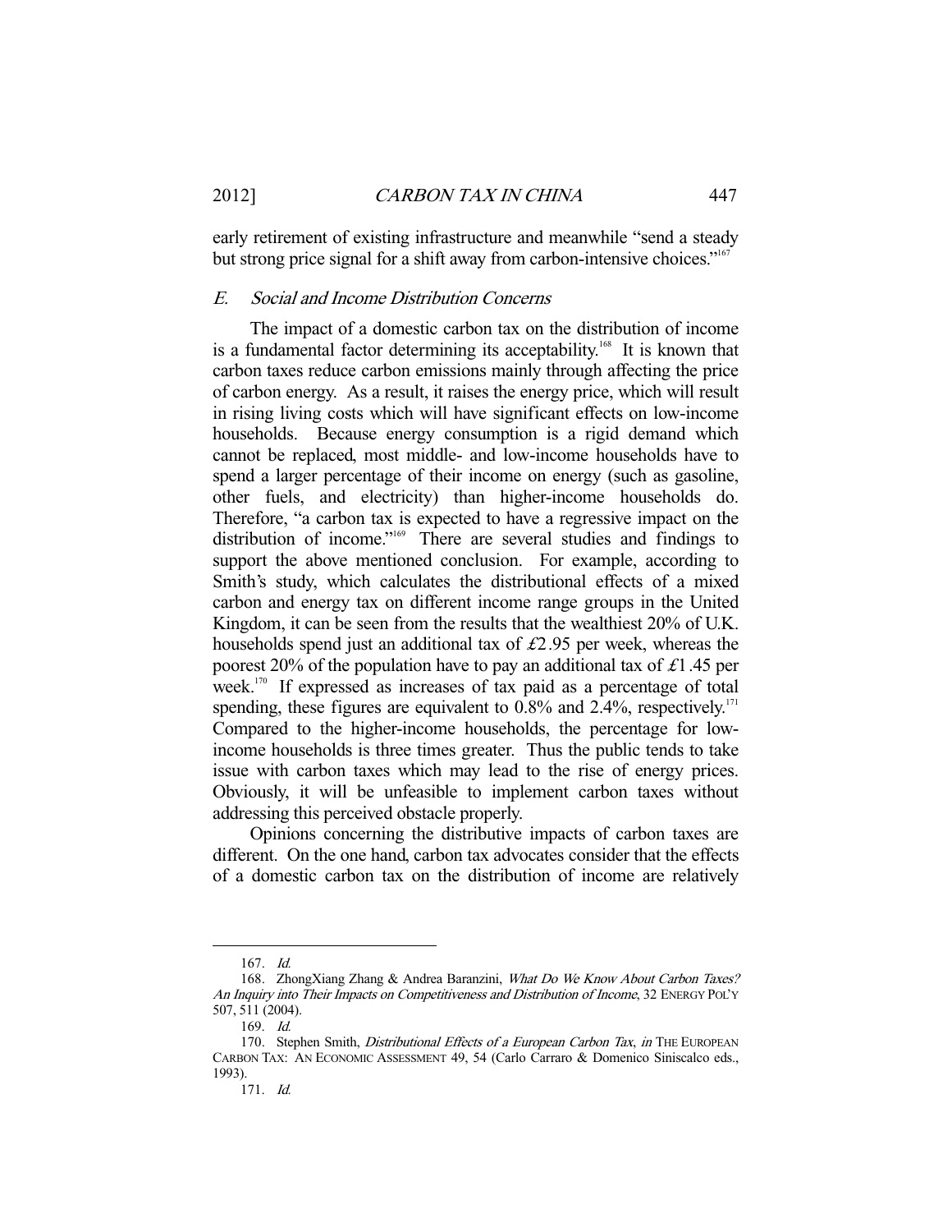early retirement of existing infrastructure and meanwhile "send a steady but strong price signal for a shift away from carbon-intensive choices."[167]

### *E. Social and Income Distribution Concerns*

The impact of a domestic carbon tax on the distribution of income is a fundamental factor determining its acceptability.[168] It is known that carbon taxes reduce carbon emissions mainly through affecting the price of carbon energy. As a result, it raises the energy price, which will result in rising living costs which will have significant effects on low-income households. Because energy consumption is a rigid demand which cannot be replaced, most middle- and low-income households have to spend a larger percentage of their income on energy (such as gasoline, other fuels, and electricity) than higher-income households do. Therefore, "a carbon tax is expected to have a regressive impact on the distribution of income."[169] There are several studies and findings to support the above mentioned conclusion. For example, according to Smith's study, which calculates the distributional effects of a mixed carbon and energy tax on different income range groups in the United Kingdom, it can be seen from the results that the wealthiest 20% of U.K. households spend just an additional tax of £2.95 per week, whereas the poorest 20% of the population have to pay an additional tax of £1.45 per week.[170] If expressed as increases of tax paid as a percentage of total spending, these figures are equivalent to 0.8% and 2.4%, respectively.[171] Compared to the higher-income households, the percentage for low-income households is three times greater. Thus the public tends to take issue with carbon taxes which may lead to the rise of energy prices. Obviously, it will be unfeasible to implement carbon taxes without addressing this perceived obstacle properly.

Opinions concerning the distributive impacts of carbon taxes are different. On the one hand, carbon tax advocates consider that the effects of a domestic carbon tax on the distribution of income are relatively

---

167. *Id.*

168. ZhongXiang Zhang & Andrea Baranzini, *What Do We Know About Carbon Taxes? An Inquiry into Their Impacts on Competitiveness and Distribution of Income*, 32 ENERGY POL'Y 507, 511 (2004).

169. *Id.*

170. Stephen Smith, *Distributional Effects of a European Carbon Tax*, *in* THE EUROPEAN CARBON TAX: AN ECONOMIC ASSESSMENT 49, 54 (Carlo Carraro & Domenico Siniscalco eds., 1993).

171. *Id.*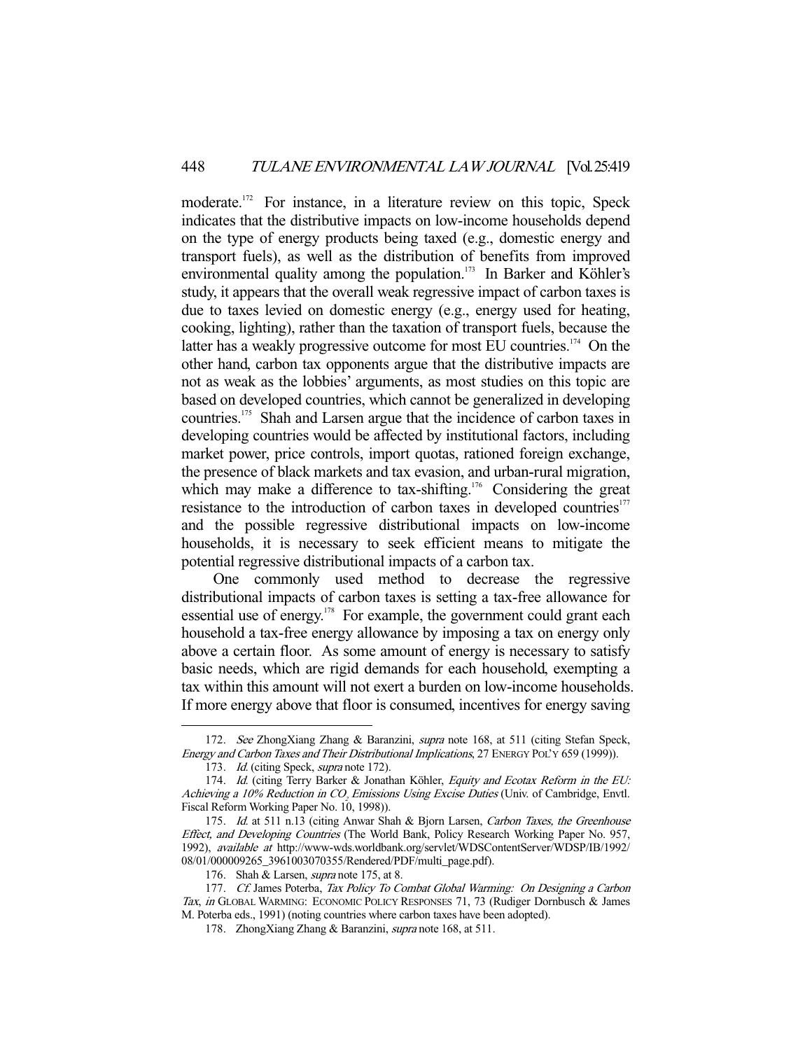moderate.[172] For instance, in a literature review on this topic, Speck indicates that the distributive impacts on low-income households depend on the type of energy products being taxed (e.g., domestic energy and transport fuels), as well as the distribution of benefits from improved environmental quality among the population.[173] In Barker and Köhler's study, it appears that the overall weak regressive impact of carbon taxes is due to taxes levied on domestic energy (e.g., energy used for heating, cooking, lighting), rather than the taxation of transport fuels, because the latter has a weakly progressive outcome for most EU countries.[174] On the other hand, carbon tax opponents argue that the distributive impacts are not as weak as the lobbies' arguments, as most studies on this topic are based on developed countries, which cannot be generalized in developing countries.[175] Shah and Larsen argue that the incidence of carbon taxes in developing countries would be affected by institutional factors, including market power, price controls, import quotas, rationed foreign exchange, the presence of black markets and tax evasion, and urban-rural migration, which may make a difference to tax-shifting.[176] Considering the great resistance to the introduction of carbon taxes in developed countries[177] and the possible regressive distributional impacts on low-income households, it is necessary to seek efficient means to mitigate the potential regressive distributional impacts of a carbon tax.

One commonly used method to decrease the regressive distributional impacts of carbon taxes is setting a tax-free allowance for essential use of energy.[178] For example, the government could grant each household a tax-free energy allowance by imposing a tax on energy only above a certain floor. As some amount of energy is necessary to satisfy basic needs, which are rigid demands for each household, exempting a tax within this amount will not exert a burden on low-income households. If more energy above that floor is consumed, incentives for energy saving

---

172. *See* ZhongXiang Zhang & Baranzini, *supra* note 168, at 511 (citing Stefan Speck, *Energy and Carbon Taxes and Their Distributional Implications*, 27 ENERGY POL'Y 659 (1999)).

173. *Id.* (citing Speck, *supra* note 172).

174. *Id.* (citing Terry Barker & Jonathan Köhler, *Equity and Ecotax Reform in the EU: Achieving a 10% Reduction in $CO_2$ Emissions Using Excise Duties* (Univ. of Cambridge, Envtl. Fiscal Reform Working Paper No. 10, 1998)).

175. *Id.* at 511 n.13 (citing Anwar Shah & Bjorn Larsen, *Carbon Taxes, the Greenhouse Effect, and Developing Countries* (The World Bank, Policy Research Working Paper No. 957, 1992), *available at* http://www-wds.worldbank.org/servlet/WDSContentServer/WDSP/IB/1992/08/01/000009265_3961003070355/Rendered/PDF/multi_page.pdf).

176. Shah & Larsen, *supra* note 175, at 8.

177. *Cf.* James Poterba, *Tax Policy To Combat Global Warming: On Designing a Carbon Tax*, *in* GLOBAL WARMING: ECONOMIC POLICY RESPONSES 71, 73 (Rudiger Dornbusch & James M. Poterba eds., 1991) (noting countries where carbon taxes have been adopted).

178. ZhongXiang Zhang & Baranzini, *supra* note 168, at 511.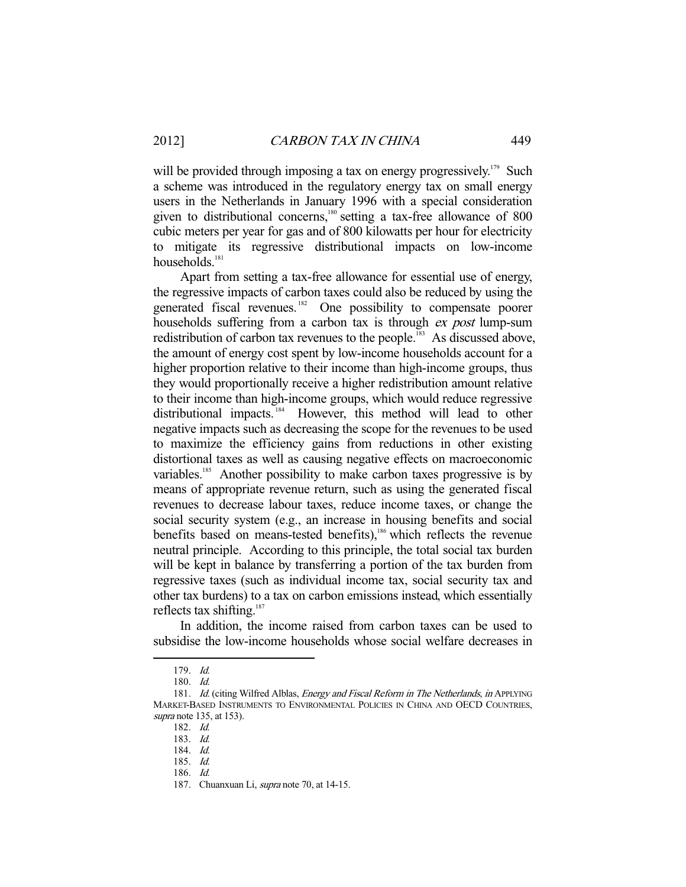will be provided through imposing a tax on energy progressively.[179] Such a scheme was introduced in the regulatory energy tax on small energy users in the Netherlands in January 1996 with a special consideration given to distributional concerns,[180] setting a tax-free allowance of 800 cubic meters per year for gas and of 800 kilowatts per hour for electricity to mitigate its regressive distributional impacts on low-income households.[181]

Apart from setting a tax-free allowance for essential use of energy, the regressive impacts of carbon taxes could also be reduced by using the generated fiscal revenues.[182] One possibility to compensate poorer households suffering from a carbon tax is through *ex post* lump-sum redistribution of carbon tax revenues to the people.[183] As discussed above, the amount of energy cost spent by low-income households account for a higher proportion relative to their income than high-income groups, thus they would proportionally receive a higher redistribution amount relative to their income than high-income groups, which would reduce regressive distributional impacts.[184] However, this method will lead to other negative impacts such as decreasing the scope for the revenues to be used to maximize the efficiency gains from reductions in other existing distortional taxes as well as causing negative effects on macroeconomic variables.[185] Another possibility to make carbon taxes progressive is by means of appropriate revenue return, such as using the generated fiscal revenues to decrease labour taxes, reduce income taxes, or change the social security system (e.g., an increase in housing benefits and social benefits based on means-tested benefits),[186] which reflects the revenue neutral principle. According to this principle, the total social tax burden will be kept in balance by transferring a portion of the tax burden from regressive taxes (such as individual income tax, social security tax and other tax burdens) to a tax on carbon emissions instead, which essentially reflects tax shifting.[187]

In addition, the income raised from carbon taxes can be used to subsidise the low-income households whose social welfare decreases in

---

179. *Id.*

180. *Id.*

181. *Id.* (citing Wilfred Alblas, *Energy and Fiscal Reform in The Netherlands*, *in* APPLYING MARKET-BASED INSTRUMENTS TO ENVIRONMENTAL POLICIES IN CHINA AND OECD COUNTRIES, *supra* note 135, at 153).

182. *Id.*

183. *Id.*

184. *Id.*

185. *Id.*

186. *Id.*

187. Chuanxuan Li, *supra* note 70, at 14-15.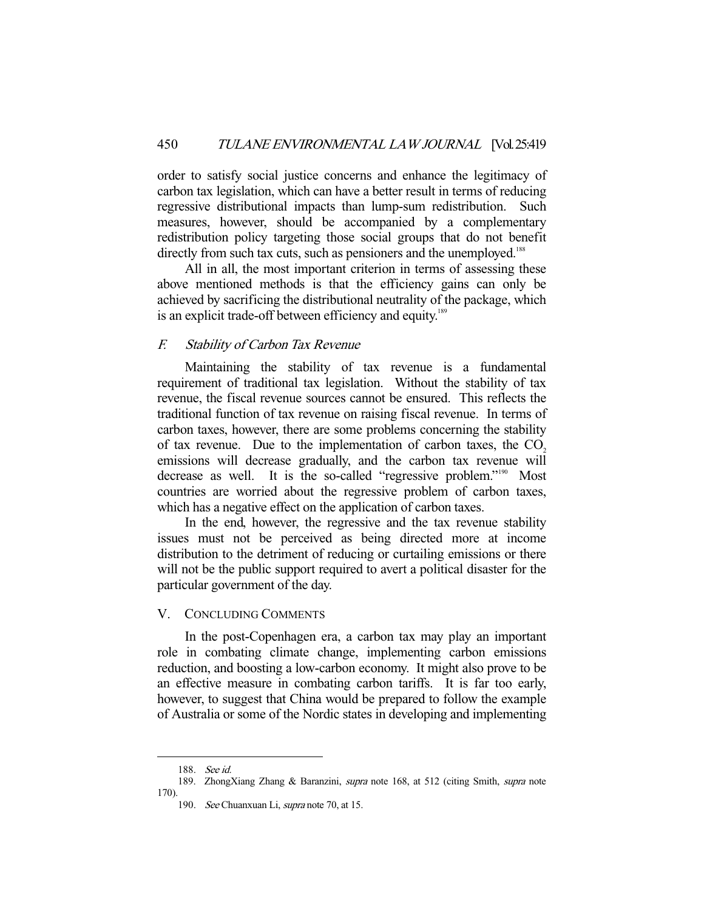order to satisfy social justice concerns and enhance the legitimacy of carbon tax legislation, which can have a better result in terms of reducing regressive distributional impacts than lump-sum redistribution. Such measures, however, should be accompanied by a complementary redistribution policy targeting those social groups that do not benefit directly from such tax cuts, such as pensioners and the unemployed.[188]

All in all, the most important criterion in terms of assessing these above mentioned methods is that the efficiency gains can only be achieved by sacrificing the distributional neutrality of the package, which is an explicit trade-off between efficiency and equity.[189]

### *F. Stability of Carbon Tax Revenue*

Maintaining the stability of tax revenue is a fundamental requirement of traditional tax legislation. Without the stability of tax revenue, the fiscal revenue sources cannot be ensured. This reflects the traditional function of tax revenue on raising fiscal revenue. In terms of carbon taxes, however, there are some problems concerning the stability of tax revenue. Due to the implementation of carbon taxes, the $CO_2$ emissions will decrease gradually, and the carbon tax revenue will decrease as well. It is the so-called "regressive problem."[190] Most countries are worried about the regressive problem of carbon taxes, which has a negative effect on the application of carbon taxes.

In the end, however, the regressive and the tax revenue stability issues must not be perceived as being directed more at income distribution to the detriment of reducing or curtailing emissions or there will not be the public support required to avert a political disaster for the particular government of the day.

## V. CONCLUDING COMMENTS

In the post-Copenhagen era, a carbon tax may play an important role in combating climate change, implementing carbon emissions reduction, and boosting a low-carbon economy. It might also prove to be an effective measure in combating carbon tariffs. It is far too early, however, to suggest that China would be prepared to follow the example of Australia or some of the Nordic states in developing and implementing

---

188. *See id.*

189. ZhongXiang Zhang & Baranzini, *supra* note 168, at 512 (citing Smith, *supra* note 170).

190. *See* Chuanxuan Li, *supra* note 70, at 15.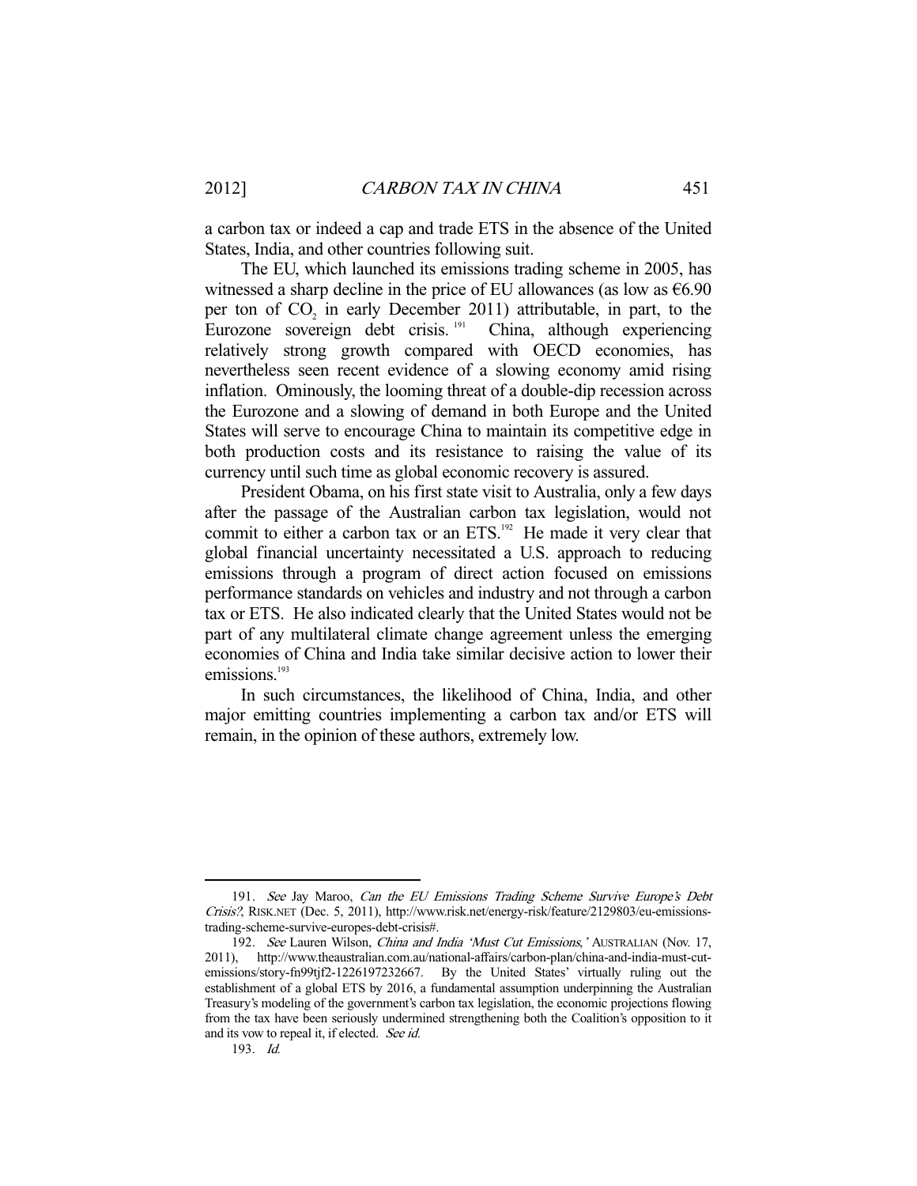a carbon tax or indeed a cap and trade ETS in the absence of the United States, India, and other countries following suit.

The EU, which launched its emissions trading scheme in 2005, has witnessed a sharp decline in the price of EU allowances (as low as €6.90 per ton of $CO_2$ in early December 2011) attributable, in part, to the Eurozone sovereign debt crisis.[191] China, although experiencing relatively strong growth compared with OECD economies, has nevertheless seen recent evidence of a slowing economy amid rising inflation. Ominously, the looming threat of a double-dip recession across the Eurozone and a slowing of demand in both Europe and the United States will serve to encourage China to maintain its competitive edge in both production costs and its resistance to raising the value of its currency until such time as global economic recovery is assured.

President Obama, on his first state visit to Australia, only a few days after the passage of the Australian carbon tax legislation, would not commit to either a carbon tax or an ETS.[192] He made it very clear that global financial uncertainty necessitated a U.S. approach to reducing emissions through a program of direct action focused on emissions performance standards on vehicles and industry and not through a carbon tax or ETS. He also indicated clearly that the United States would not be part of any multilateral climate change agreement unless the emerging economies of China and India take similar decisive action to lower their emissions.[193]

In such circumstances, the likelihood of China, India, and other major emitting countries implementing a carbon tax and/or ETS will remain, in the opinion of these authors, extremely low.

---

191. *See* Jay Maroo, *Can the EU Emissions Trading Scheme Survive Europe's Debt Crisis?*, RISK.NET (Dec. 5, 2011), http://www.risk.net/energy-risk/feature/2129803/eu-emissions-trading-scheme-survive-europes-debt-crisis#.

192. *See* Lauren Wilson, *China and India 'Must Cut Emissions*,*'* AUSTRALIAN (Nov. 17, 2011), http://www.theaustralian.com.au/national-affairs/carbon-plan/china-and-india-must-cut-emissions/story-fn99tjf2-1226197232667. By the United States' virtually ruling out the establishment of a global ETS by 2016, a fundamental assumption underpinning the Australian Treasury's modeling of the government's carbon tax legislation, the economic projections flowing from the tax have been seriously undermined strengthening both the Coalition's opposition to it and its vow to repeal it, if elected. *See id.*

193. *Id.*